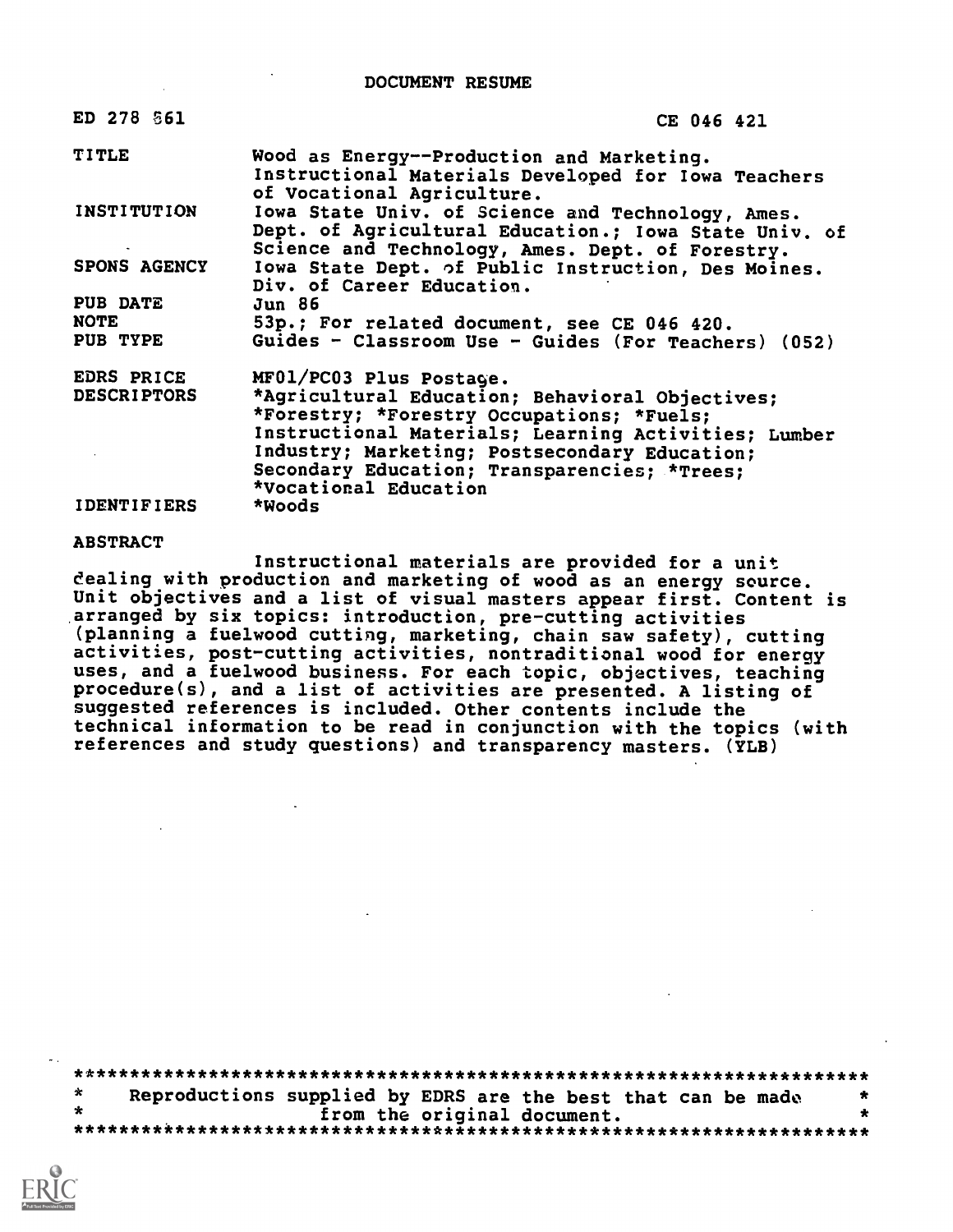# DOCUMENT RESUME

ED 278 861 CE 046 421

| | |
|---|---|
| TITLE | Wood as Energy--Production and Marketing. Instructional Materials Developed for Iowa Teachers of Vocational Agriculture. |
| INSTITUTION | Iowa State Univ. of Science and Technology, Ames. Dept. of Agricultural Education.; Iowa State Univ. of Science and Technology, Ames. Dept. of Forestry. |
| SPONS AGENCY | Iowa State Dept. of Public Instruction, Des Moines. Div. of Career Education. |
| PUB DATE | Jun 86 |
| NOTE | 53p.; For related document, see CE 046 420. |
| PUB TYPE | Guides - Classroom Use - Guides (For Teachers) (052) |
| EDRS PRICE | MF01/PC03 Plus Postage. |
| DESCRIPTORS | *Agricultural Education; Behavioral Objectives; *Forestry; *Forestry Occupations; *Fuels; Instructional Materials; Learning Activities; Lumber Industry; Marketing; Postsecondary Education; Secondary Education; Transparencies; *Trees; *Vocational Education |
| IDENTIFIERS | *Woods |

## ABSTRACT

Instructional materials are provided for a unit dealing with production and marketing of wood as an energy source. Unit objectives and a list of visual masters appear first. Content is arranged by six topics: introduction, pre-cutting activities (planning a fuelwood cutting, marketing, chain saw safety), cutting activities, post-cutting activities, nontraditional wood for energy uses, and a fuelwood business. For each topic, objectives, teaching procedure(s), and a list of activities are presented. A listing of suggested references is included. Other contents include the technical information to be read in conjunction with the topics (with references and study questions) and transparency masters. (YLB)

***********************************************************************
* Reproductions supplied by EDRS are the best that can be made *
* from the original document. *
***********************************************************************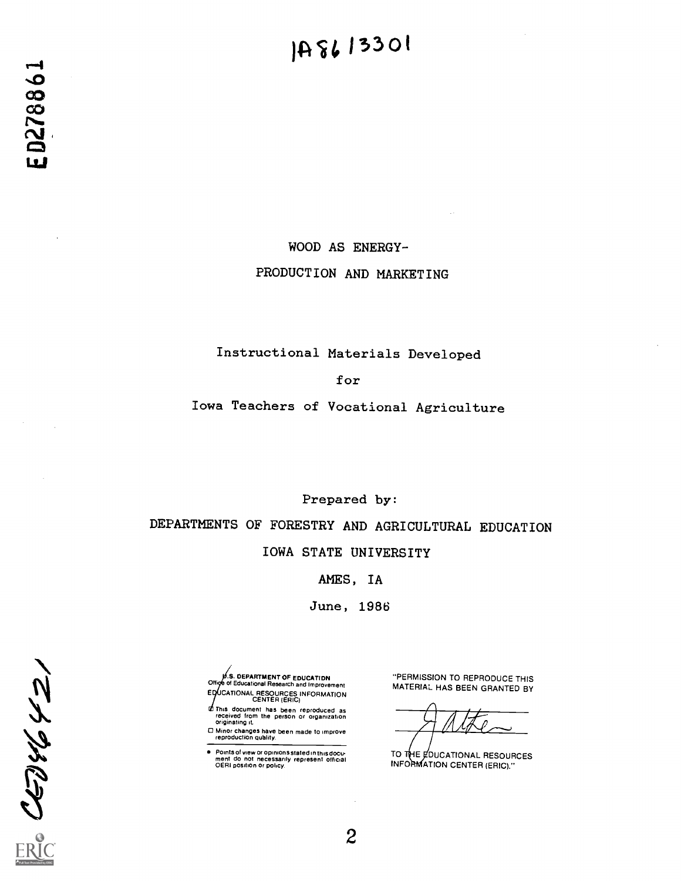IA8613301

ED278861

# WOOD AS ENERGY-
# PRODUCTION AND MARKETING

Instructional Materials Developed

for

Iowa Teachers of Vocational Agriculture

Prepared by:

DEPARTMENTS OF FORESTRY AND AGRICULTURAL EDUCATION

IOWA STATE UNIVERSITY

AMES, IA

June, 1986

U.S. DEPARTMENT OF EDUCATION
Office of Educational Research and Improvement
EDUCATIONAL RESOURCES INFORMATION CENTER (ERIC)

- This document has been reproduced as received from the person or organization originating it.
- Minor changes have been made to improve reproduction quality.

- Points of view or opinions stated in this document do not necessarily represent official OERI position or policy.

"PERMISSION TO REPRODUCE THIS MATERIAL HAS BEEN GRANTED BY

TO THE EDUCATIONAL RESOURCES INFORMATION CENTER (ERIC)."

CE046421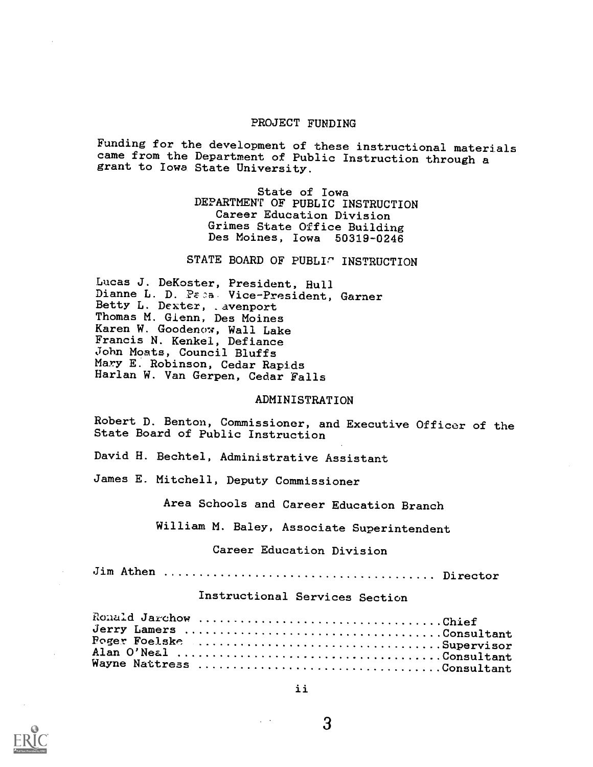## PROJECT FUNDING

Funding for the development of these instructional materials came from the Department of Public Instruction through a grant to Iowa State University.

State of Iowa
DEPARTMENT OF PUBLIC INSTRUCTION
Career Education Division
Grimes State Office Building
Des Moines, Iowa 50319-0246

## STATE BOARD OF PUBLIC INSTRUCTION

Lucas J. DeKoster, President, Hull
Dianne L. D. Paca, Vice-President, Garner
Betty L. Dexter, Davenport
Thomas M. Glenn, Des Moines
Karen W. Goodenow, Wall Lake
Francis N. Kenkel, Defiance
John Moats, Council Bluffs
Mary E. Robinson, Cedar Rapids
Harlan W. Van Gerpen, Cedar Falls

## ADMINISTRATION

Robert D. Benton, Commissioner, and Executive Officer of the State Board of Public Instruction

David H. Bechtel, Administrative Assistant

James E. Mitchell, Deputy Commissioner

### Area Schools and Career Education Branch

William M. Baley, Associate Superintendent

### Career Education Division

Jim Athen .......................................... Director

### Instructional Services Section

Ronald Jarchow .................................... Chief
Jerry Lamers ...................................... Consultant
Roger Foelske ..................................... Supervisor
Alan O'Neal ....................................... Consultant
Wayne Nattress .................................... Consultant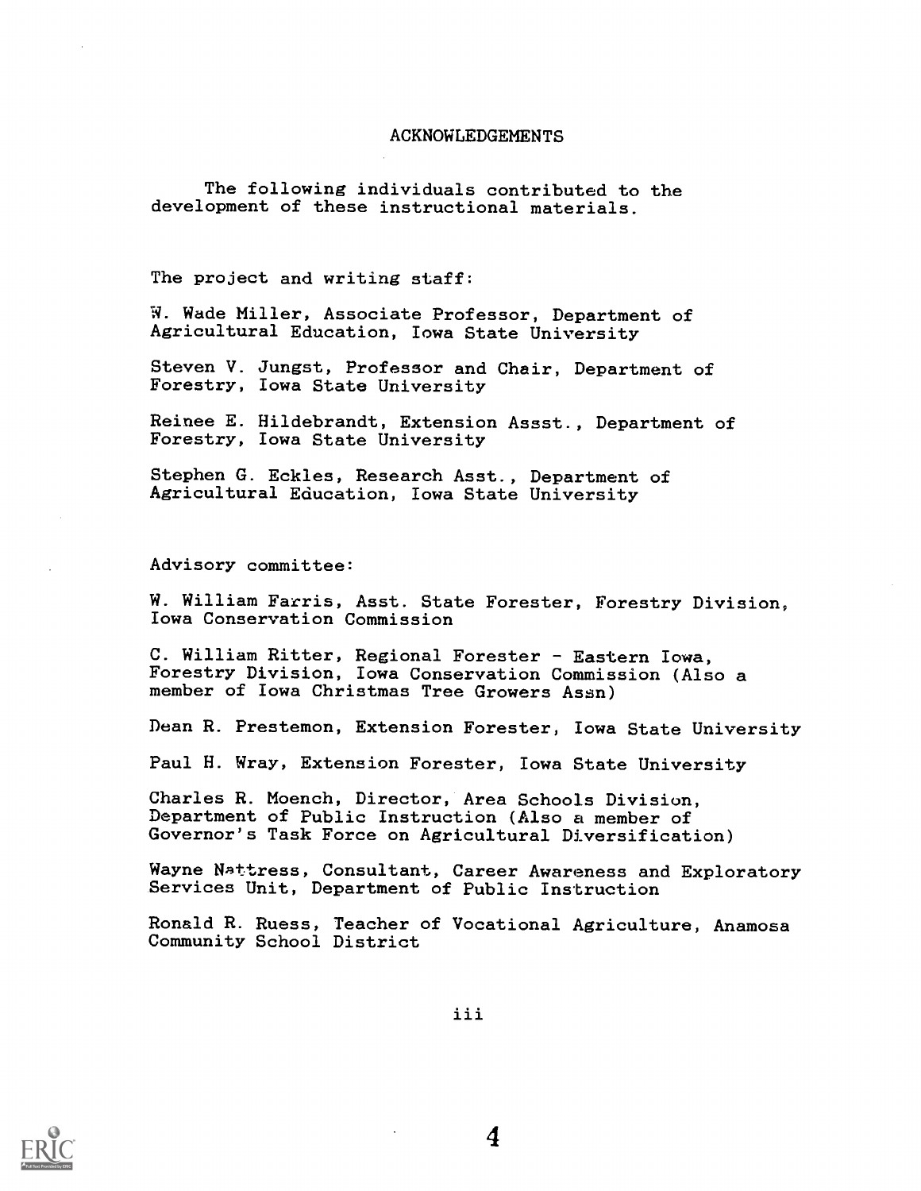# ACKNOWLEDGEMENTS

The following individuals contributed to the development of these instructional materials.

The project and writing staff:

W. Wade Miller, Associate Professor, Department of Agricultural Education, Iowa State University

Steven V. Jungst, Professor and Chair, Department of Forestry, Iowa State University

Reinee E. Hildebrandt, Extension Assst., Department of Forestry, Iowa State University

Stephen G. Eckles, Research Asst., Department of Agricultural Education, Iowa State University

Advisory committee:

W. William Farris, Asst. State Forester, Forestry Division, Iowa Conservation Commission

C. William Ritter, Regional Forester - Eastern Iowa, Forestry Division, Iowa Conservation Commission (Also a member of Iowa Christmas Tree Growers Assn)

Dean R. Prestemon, Extension Forester, Iowa State University

Paul H. Wray, Extension Forester, Iowa State University

Charles R. Moench, Director, Area Schools Division, Department of Public Instruction (Also a member of Governor's Task Force on Agricultural Diversification)

Wayne Nattress, Consultant, Career Awareness and Exploratory Services Unit, Department of Public Instruction

Ronald R. Ruess, Teacher of Vocational Agriculture, Anamosa Community School District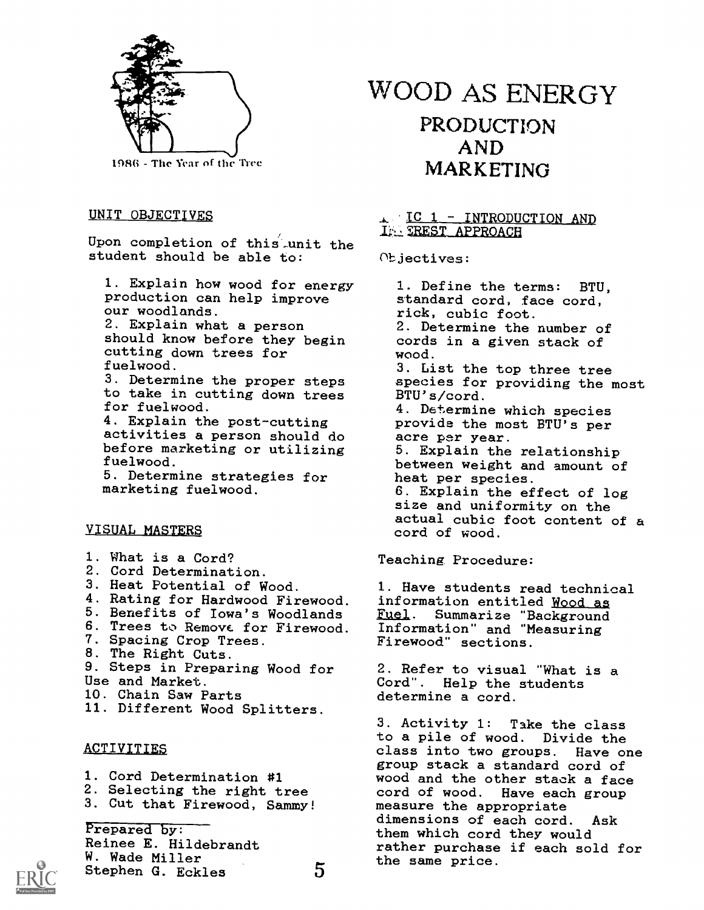1986 - The Year of the Tree

# WOOD AS ENERGY

## PRODUCTION AND MARKETING

### UNIT OBJECTIVES

Upon completion of this unit the student should be able to:

1. Explain how wood for energy production can help improve our woodlands.
2. Explain what a person should know before they begin cutting down trees for fuelwood.
3. Determine the proper steps to take in cutting down trees for fuelwood.
4. Explain the post-cutting activities a person should do before marketing or utilizing fuelwood.
5. Determine strategies for marketing fuelwood.

### VISUAL MASTERS

1. What is a Cord?
2. Cord Determination.
3. Heat Potential of Wood.
4. Rating for Hardwood Firewood.
5. Benefits of Iowa's Woodlands
6. Trees to Remove for Firewood.
7. Spacing Crop Trees.
8. The Right Cuts.
9. Steps in Preparing Wood for Use and Market.
10. Chain Saw Parts
11. Different Wood Splitters.

### ACTIVITIES

1. Cord Determination #1
2. Selecting the right tree
3. Cut that Firewood, Sammy!

Prepared by:
Reinee E. Hildebrandt
W. Wade Miller
Stephen G. Eckles

### TOPIC 1 - INTRODUCTION AND INTEREST APPROACH

Objectives:

1. Define the terms: BTU, standard cord, face cord, rick, cubic foot.
2. Determine the number of cords in a given stack of wood.
3. List the top three tree species for providing the most BTU's/cord.
4. Determine which species provide the most BTU's per acre per year.
5. Explain the relationship between weight and amount of heat per species.
6. Explain the effect of log size and uniformity on the actual cubic foot content of a cord of wood.

Teaching Procedure:

1. Have students read technical information entitled Wood as Fuel. Summarize "Background Information" and "Measuring Firewood" sections.

2. Refer to visual "What is a Cord". Help the students determine a cord.

3. Activity 1: Take the class to a pile of wood. Divide the class into two groups. Have one group stack a standard cord of wood and the other stack a face cord of wood. Have each group measure the appropriate dimensions of each cord. Ask them which cord they would rather purchase if each sold for the same price.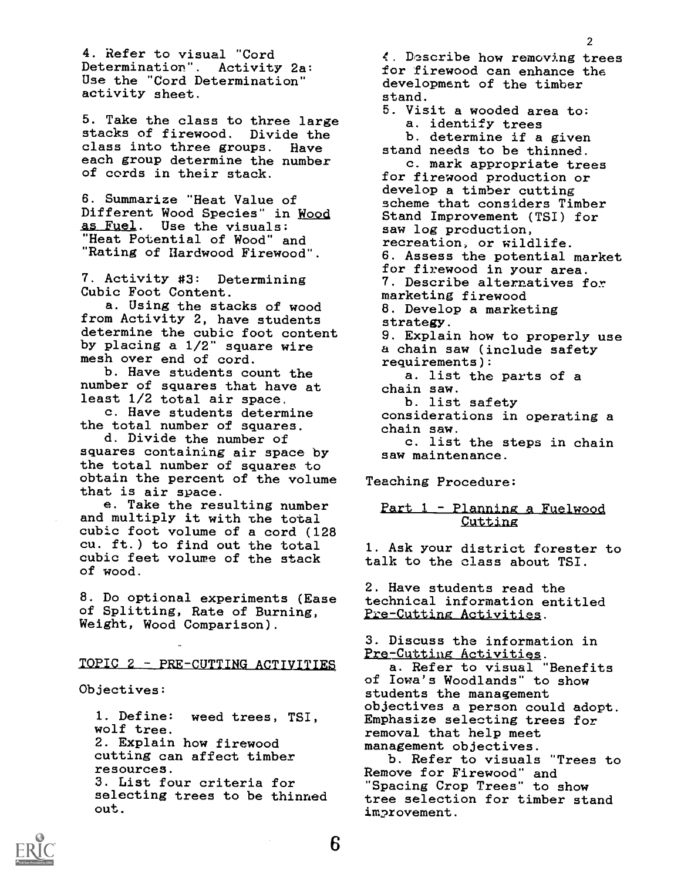4. Refer to visual "Cord Determination". Activity 2a: Use the "Cord Determination" activity sheet.

5. Take the class to three large stacks of firewood. Divide the class into three groups. Have each group determine the number of cords in their stack.

6. Summarize "Heat Value of Different Wood Species" in Wood as Fuel. Use the visuals: "Heat Potential of Wood" and "Rating of Hardwood Firewood".

7. Activity #3: Determining Cubic Foot Content.

a. Using the stacks of wood from Activity 2, have students determine the cubic foot content by placing a 1/2" square wire mesh over end of cord.

b. Have students count the number of squares that have at least 1/2 total air space.

c. Have students determine the total number of squares.

d. Divide the number of squares containing air space by the total number of squares to obtain the percent of the volume that is air space.

e. Take the resulting number and multiply it with the total cubic foot volume of a cord (128 cu. ft.) to find out the total cubic feet volume of the stack of wood.

8. Do optional experiments (Ease of Splitting, Rate of Burning, Weight, Wood Comparison).

## TOPIC 2 - PRE-CUTTING ACTIVITIES

Objectives:

1. Define: weed trees, TSI, wolf tree.
2. Explain how firewood cutting can affect timber resources.
3. List four criteria for selecting trees to be thinned out.
4. Describe how removing trees for firewood can enhance the development of the timber stand.
5. Visit a wooded area to:
   a. identify trees
   b. determine if a given stand needs to be thinned.
   c. mark appropriate trees for firewood production or develop a timber cutting scheme that considers Timber Stand Improvement (TSI) for saw log production, recreation, or wildlife.
6. Assess the potential market for firewood in your area.
7. Describe alternatives for marketing firewood
8. Develop a marketing strategy.
9. Explain how to properly use a chain saw (include safety requirements):
   a. list the parts of a chain saw.
   b. list safety considerations in operating a chain saw.
   c. list the steps in chain saw maintenance.

Teaching Procedure:

### Part 1 - Planning a Fuelwood Cutting

1. Ask your district forester to talk to the class about TSI.

2. Have students read the technical information entitled Pre-Cutting Activities.

3. Discuss the information in Pre-Cutting Activities.

a. Refer to visual "Benefits of Iowa's Woodlands" to show students the management objectives a person could adopt. Emphasize selecting trees for removal that help meet management objectives.

b. Refer to visuals "Trees to Remove for Firewood" and "Spacing Crop Trees" to show tree selection for timber stand improvement.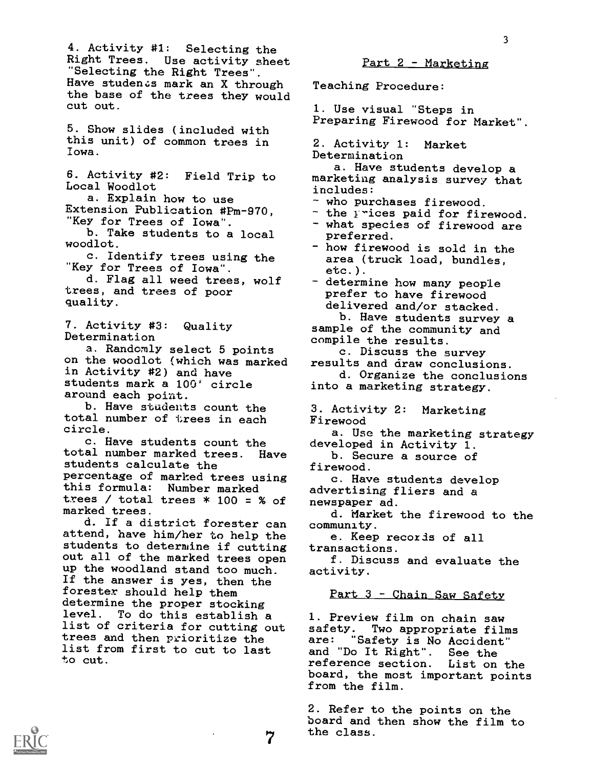4. Activity #1: Selecting the Right Trees. Use activity sheet "Selecting the Right Trees". Have students mark an X through the base of the trees they would cut out.

5. Show slides (included with this unit) of common trees in Iowa.

6. Activity #2: Field Trip to Local Woodlot

   a. Explain how to use Extension Publication #Pm-970, "Key for Trees of Iowa".

   b. Take students to a local woodlot.

   c. Identify trees using the "Key for Trees of Iowa".

   d. Flag all weed trees, wolf trees, and trees of poor quality.

7. Activity #3: Quality Determination

   a. Randomly select 5 points on the woodlot (which was marked in Activity #2) and have students mark a 100' circle around each point.

   b. Have students count the total number of trees in each circle.

   c. Have students count the total number marked trees. Have students calculate the percentage of marked trees using this formula: Number marked trees / total trees * 100 = % of marked trees.

   d. If a district forester can attend, have him/her to help the students to determine if cutting out all of the marked trees open up the woodland stand too much. If the answer is yes, then the forester should help them determine the proper stocking level. To do this establish a list of criteria for cutting out trees and then prioritize the list from first to cut to last to cut.

## Part 2 - Marketing

Teaching Procedure:

1. Use visual "Steps in Preparing Firewood for Market".

2. Activity 1: Market Determination

   a. Have students develop a marketing analysis survey that includes:
   - who purchases firewood.
   - the prices paid for firewood.
   - what species of firewood are preferred.
   - how firewood is sold in the area (truck load, bundles, etc.).
   - determine how many people prefer to have firewood delivered and/or stacked.

   b. Have students survey a sample of the community and compile the results.

   c. Discuss the survey results and draw conclusions.

   d. Organize the conclusions into a marketing strategy.

3. Activity 2: Marketing Firewood

   a. Use the marketing strategy developed in Activity 1.

   b. Secure a source of firewood.

   c. Have students develop advertising fliers and a newspaper ad.

   d. Market the firewood to the community.

   e. Keep records of all transactions.

   f. Discuss and evaluate the activity.

## Part 3 - Chain Saw Safety

1. Preview film on chain saw safety. Two appropriate films are: "Safety is No Accident" and "Do It Right". See the reference section. List on the board, the most important points from the film.

2. Refer to the points on the board and then show the film to the class.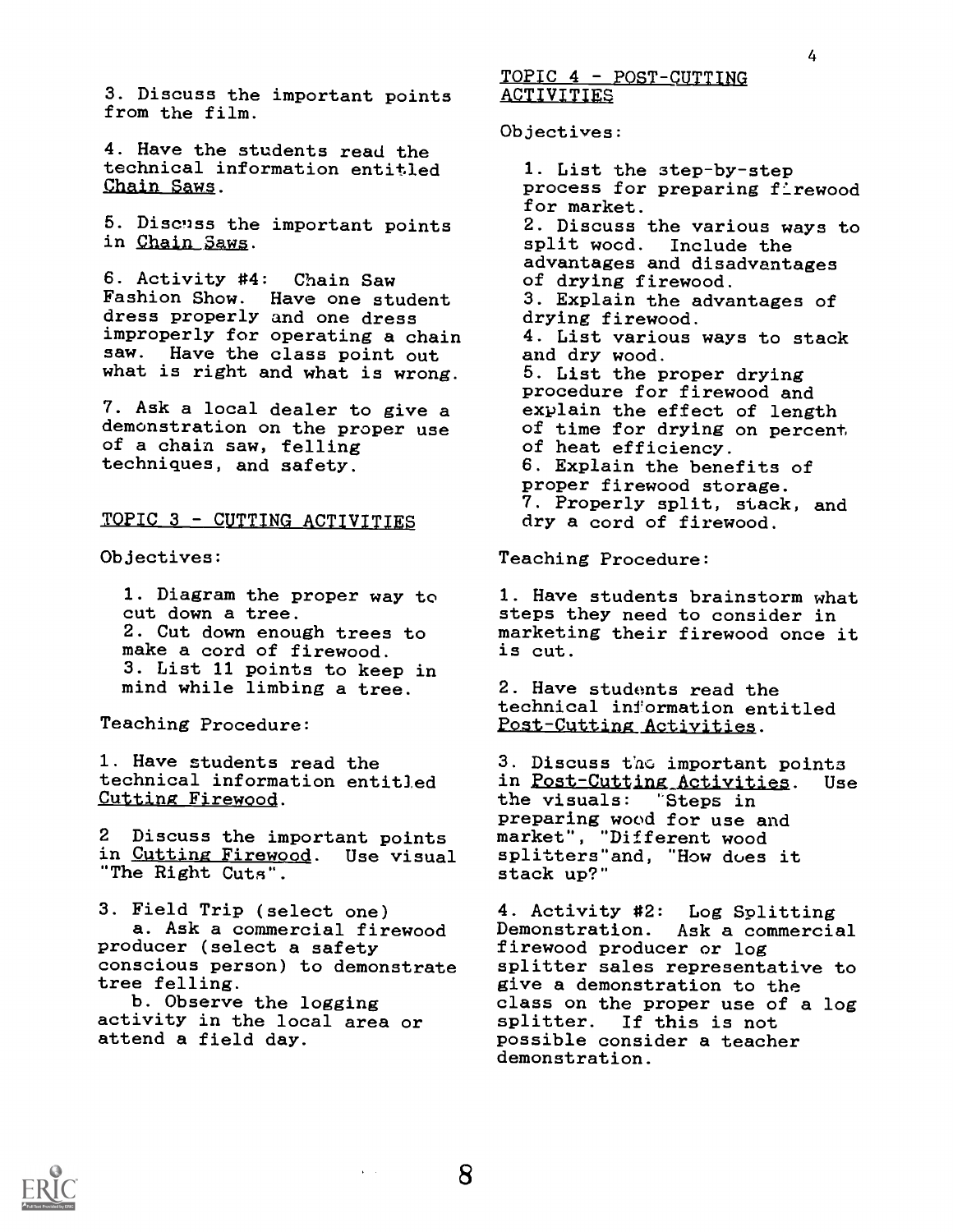3. Discuss the important points from the film.

4. Have the students read the technical information entitled Chain Saws.

5. Discuss the important points in Chain Saws.

6. Activity #4: Chain Saw Fashion Show. Have one student dress properly and one dress improperly for operating a chain saw. Have the class point out what is right and what is wrong.

7. Ask a local dealer to give a demonstration on the proper use of a chain saw, felling techniques, and safety.

## TOPIC 3 - CUTTING ACTIVITIES

Objectives:

1. Diagram the proper way to cut down a tree.
2. Cut down enough trees to make a cord of firewood.
3. List 11 points to keep in mind while limbing a tree.

Teaching Procedure:

1. Have students read the technical information entitled Cutting Firewood.

2 Discuss the important points in Cutting Firewood. Use visual "The Right Cuts".

3. Field Trip (select one)
   a. Ask a commercial firewood producer (select a safety conscious person) to demonstrate tree felling.
   b. Observe the logging activity in the local area or attend a field day.

## TOPIC 4 - POST-CUTTING ACTIVITIES

Objectives:

1. List the step-by-step process for preparing firewood for market.
2. Discuss the various ways to split wood. Include the advantages and disadvantages of drying firewood.
3. Explain the advantages of drying firewood.
4. List various ways to stack and dry wood.
5. List the proper drying procedure for firewood and explain the effect of length of time for drying on percent of heat efficiency.
6. Explain the benefits of proper firewood storage.
7. Properly split, stack, and dry a cord of firewood.

Teaching Procedure:

1. Have students brainstorm what steps they need to consider in marketing their firewood once it is cut.

2. Have students read the technical information entitled Post-Cutting Activities.

3. Discuss the important points in Post-Cutting Activities. Use the visuals: "Steps in preparing wood for use and market", "Different wood splitters" and, "How does it stack up?"

4. Activity #2: Log Splitting Demonstration. Ask a commercial firewood producer or log splitter sales representative to give a demonstration to the class on the proper use of a log splitter. If this is not possible consider a teacher demonstration.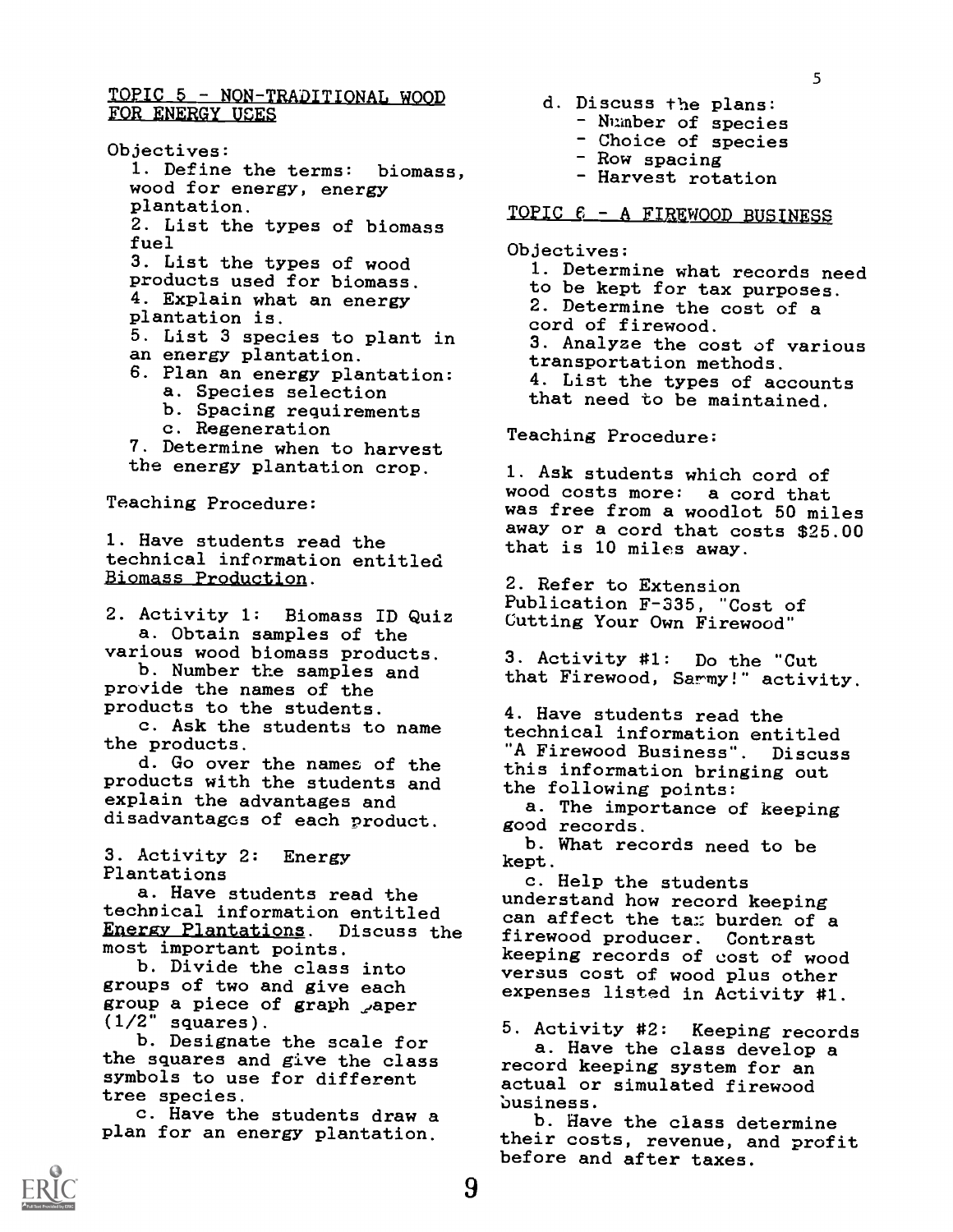## TOPIC 5 - NON-TRADITIONAL WOOD FOR ENERGY USES

Objectives:

1. Define the terms: biomass, wood for energy, energy plantation.
2. List the types of biomass fuel
3. List the types of wood products used for biomass.
4. Explain what an energy plantation is.
5. List 3 species to plant in an energy plantation.
6. Plan an energy plantation:
   a. Species selection
   b. Spacing requirements
   c. Regeneration
7. Determine when to harvest the energy plantation crop.

Teaching Procedure:

1. Have students read the technical information entitled Biomass Production.

2. Activity 1: Biomass ID Quiz
   a. Obtain samples of the various wood biomass products.
   b. Number the samples and provide the names of the products to the students.
   c. Ask the students to name the products.
   d. Go over the names of the products with the students and explain the advantages and disadvantages of each product.

3. Activity 2: Energy Plantations
   a. Have students read the technical information entitled Energy Plantations. Discuss the most important points.
   b. Divide the class into groups of two and give each group a piece of graph paper (1/2" squares).
   b. Designate the scale for the squares and give the class symbols to use for different tree species.
   c. Have the students draw a plan for an energy plantation.
   d. Discuss the plans:
      - Number of species
      - Choice of species
      - Row spacing
      - Harvest rotation

## TOPIC 6 - A FIREWOOD BUSINESS

Objectives:

1. Determine what records need to be kept for tax purposes.
2. Determine the cost of a cord of firewood.
3. Analyze the cost of various transportation methods.
4. List the types of accounts that need to be maintained.

Teaching Procedure:

1. Ask students which cord of wood costs more: a cord that was free from a woodlot 50 miles away or a cord that costs $25.00 that is 10 miles away.

2. Refer to Extension Publication F-335, "Cost of Cutting Your Own Firewood"

3. Activity #1: Do the "Cut that Firewood, Sammy!" activity.

4. Have students read the technical information entitled "A Firewood Business". Discuss this information bringing out the following points:
   a. The importance of keeping good records.
   b. What records need to be kept.
   c. Help the students understand how record keeping can affect the tax burden of a firewood producer. Contrast keeping records of cost of wood versus cost of wood plus other expenses listed in Activity #1.

5. Activity #2: Keeping records
   a. Have the class develop a record keeping system for an actual or simulated firewood business.
   b. Have the class determine their costs, revenue, and profit before and after taxes.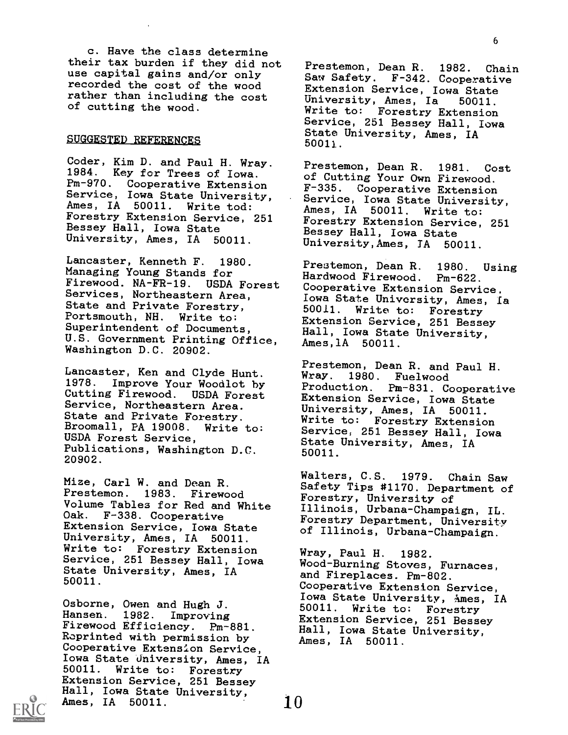c. Have the class determine their tax burden if they did not use capital gains and/or only recorded the cost of the wood rather than including the cost of cutting the wood.

## SUGGESTED REFERENCES

Coder, Kim D. and Paul H. Wray. 1984. Key for Trees of Iowa. Pm-970. Cooperative Extension Service, Iowa State University, Ames, IA 50011. Write tod: Forestry Extension Service, 251 Bessey Hall, Iowa State University, Ames, IA 50011.

Lancaster, Kenneth F. 1980. Managing Young Stands for Firewood. NA-FR-19. USDA Forest Services, Northeastern Area, State and Private Forestry, Portsmouth, NH. Write to: Superintendent of Documents, U.S. Government Printing Office, Washington D.C. 20902.

Lancaster, Ken and Clyde Hunt. 1978. Improve Your Woodlot by Cutting Firewood. USDA Forest Service, Northeastern Area. State and Private Forestry. Broomall, PA 19008. Write to: USDA Forest Service, Publications, Washington D.C. 20902.

Mize, Carl W. and Dean R. Prestemon. 1983. Firewood Volume Tables for Red and White Oak. F-338. Cooperative Extension Service, Iowa State University, Ames, IA 50011. Write to: Forestry Extension Service, 251 Bessey Hall, Iowa State University, Ames, IA 50011.

Osborne, Owen and Hugh J. Hansen. 1982. Improving Firewood Efficiency. Pm-881. Reprinted with permission by Cooperative Extension Service, Iowa State University, Ames, IA 50011. Write to: Forestry Extension Service, 251 Bessey Hall, Iowa State University, Ames, IA 50011.

Prestemon, Dean R. 1982. Chain Saw Safety. F-342. Cooperative Extension Service, Iowa State University, Ames, Ia 50011. Write to: Forestry Extension Service, 251 Bessey Hall, Iowa State University, Ames, IA 50011.

Prestemon, Dean R. 1981. Cost of Cutting Your Own Firewood. F-335. Cooperative Extension Service, Iowa State University, Ames, IA 50011. Write to: Forestry Extension Service, 251 Bessey Hall, Iowa State University, Ames, IA 50011.

Prestemon, Dean R. 1980. Using Hardwood Firewood. Pm-622. Cooperative Extension Service, Iowa State University, Ames, Ia 50011. Write to: Forestry Extension Service, 251 Bessey Hall, Iowa State University, Ames, IA 50011.

Prestemon, Dean R. and Paul H. Wray. 1980. Fuelwood Production. Pm-831. Cooperative Extension Service, Iowa State University, Ames, IA 50011. Write to: Forestry Extension Service, 251 Bessey Hall, Iowa State University, Ames, IA 50011.

Walters, C.S. 1979. Chain Saw Safety Tips #1170. Department of Forestry, University of Illinois, Urbana-Champaign, IL. Forestry Department, University of Illinois, Urbana-Champaign.

Wray, Paul H. 1982. Wood-Burning Stoves, Furnaces, and Fireplaces. Pm-802. Cooperative Extension Service, Iowa State University, Ames, IA 50011. Write to: Forestry Extension Service, 251 Bessey Hall, Iowa State University, Ames, IA 50011.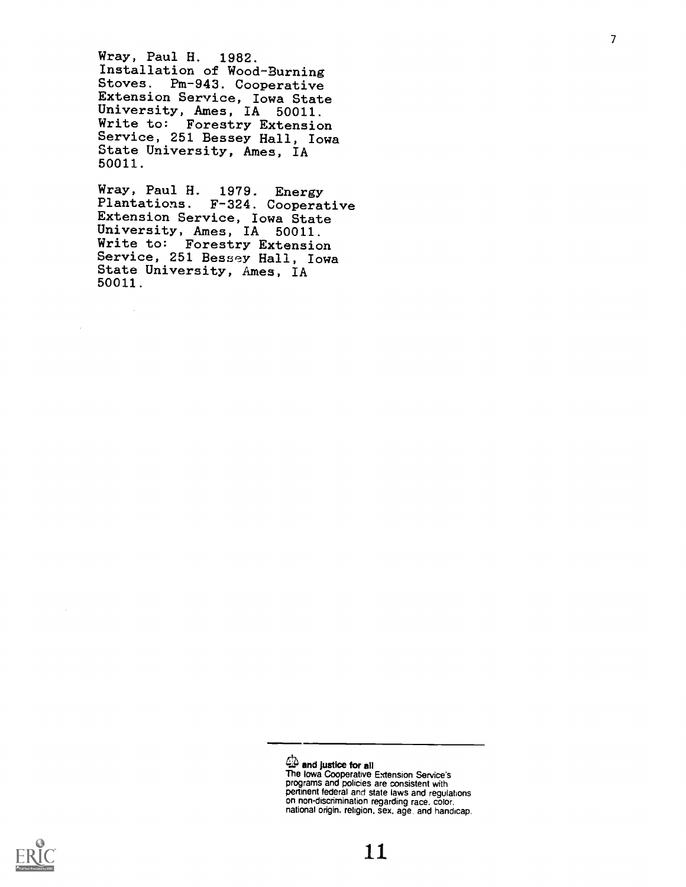Wray, Paul H. 1982. Installation of Wood-Burning Stoves. Pm-943. Cooperative Extension Service, Iowa State University, Ames, IA 50011. Write to: Forestry Extension Service, 251 Bessey Hall, Iowa State University, Ames, IA 50011.

Wray, Paul H. 1979. Energy Plantations. F-324. Cooperative Extension Service, Iowa State University, Ames, IA 50011. Write to: Forestry Extension Service, 251 Bessey Hall, Iowa State University, Ames, IA 50011.

**and justice for all**
The Iowa Cooperative Extension Service's programs and policies are consistent with pertinent federal and state laws and regulations on non-discrimination regarding race, color, national origin, religion, sex, age, and handicap.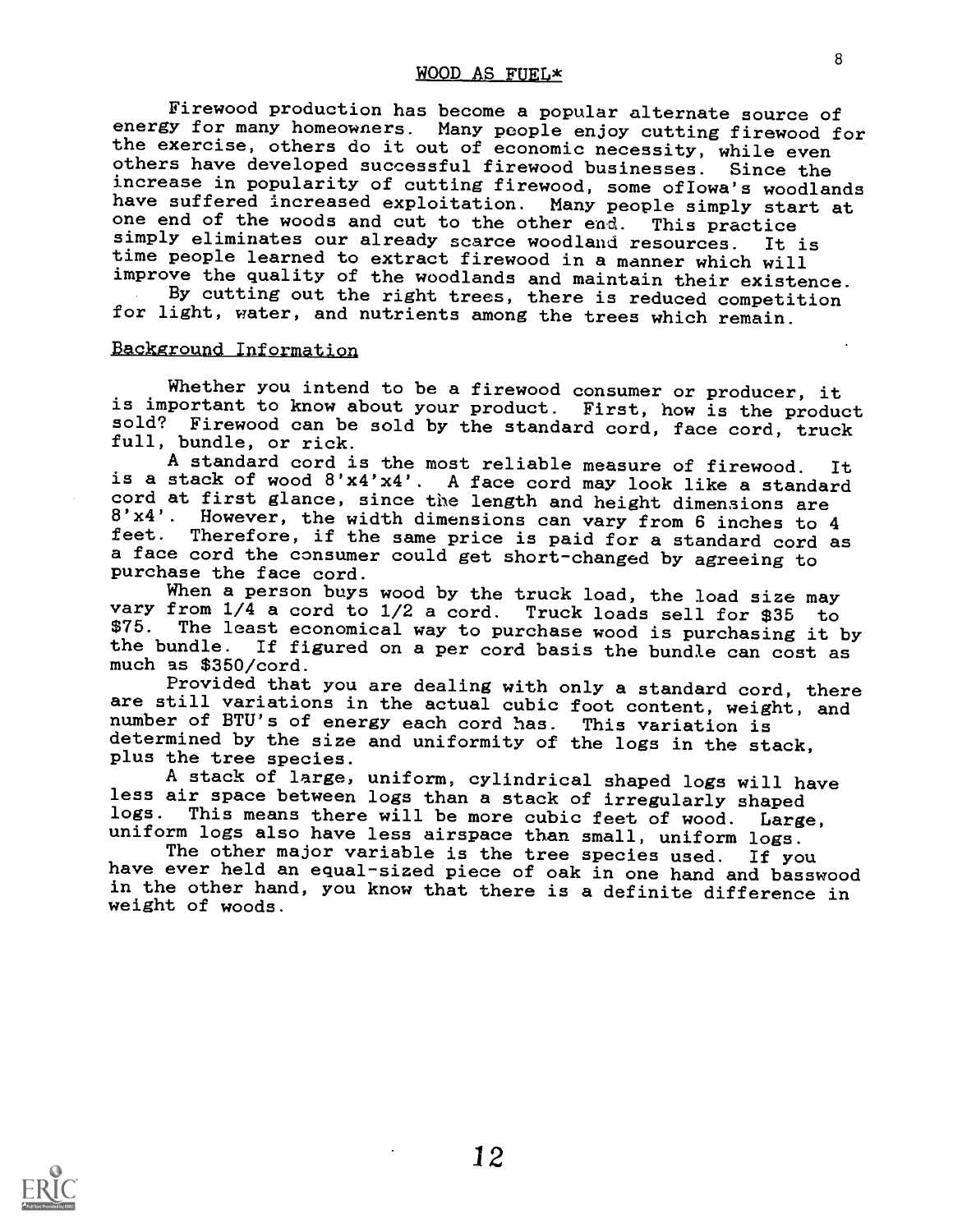## WOOD AS FUEL*

Firewood production has become a popular alternate source of energy for many homeowners. Many people enjoy cutting firewood for the exercise, others do it out of economic necessity, while even others have developed successful firewood businesses. Since the increase in popularity of cutting firewood, some ofIowa's woodlands have suffered increased exploitation. Many people simply start at one end of the woods and cut to the other end. This practice simply eliminates our already scarce woodland resources. It is time people learned to extract firewood in a manner which will improve the quality of the woodlands and maintain their existence.

By cutting out the right trees, there is reduced competition for light, water, and nutrients among the trees which remain.

### Background Information

Whether you intend to be a firewood consumer or producer, it is important to know about your product. First, how is the product sold? Firewood can be sold by the standard cord, face cord, truck full, bundle, or rick.

A standard cord is the most reliable measure of firewood. It is a stack of wood 8'x4'x4'. A face cord may look like a standard cord at first glance, since the length and height dimensions are 8'x4'. However, the width dimensions can vary from 6 inches to 4 feet. Therefore, if the same price is paid for a standard cord as a face cord the consumer could get short-changed by agreeing to purchase the face cord.

When a person buys wood by the truck load, the load size may vary from 1/4 a cord to 1/2 a cord. Truck loads sell for $35 to $75. The least economical way to purchase wood is purchasing it by the bundle. If figured on a per cord basis the bundle can cost as much as $350/cord.

Provided that you are dealing with only a standard cord, there are still variations in the actual cubic foot content, weight, and number of BTU's of energy each cord has. This variation is determined by the size and uniformity of the logs in the stack, plus the tree species.

A stack of large, uniform, cylindrical shaped logs will have less air space between logs than a stack of irregularly shaped logs. This means there will be more cubic feet of wood. Large, uniform logs also have less airspace than small, uniform logs.

The other major variable is the tree species used. If you have ever held an equal-sized piece of oak in one hand and basswood in the other hand, you know that there is a definite difference in weight of woods.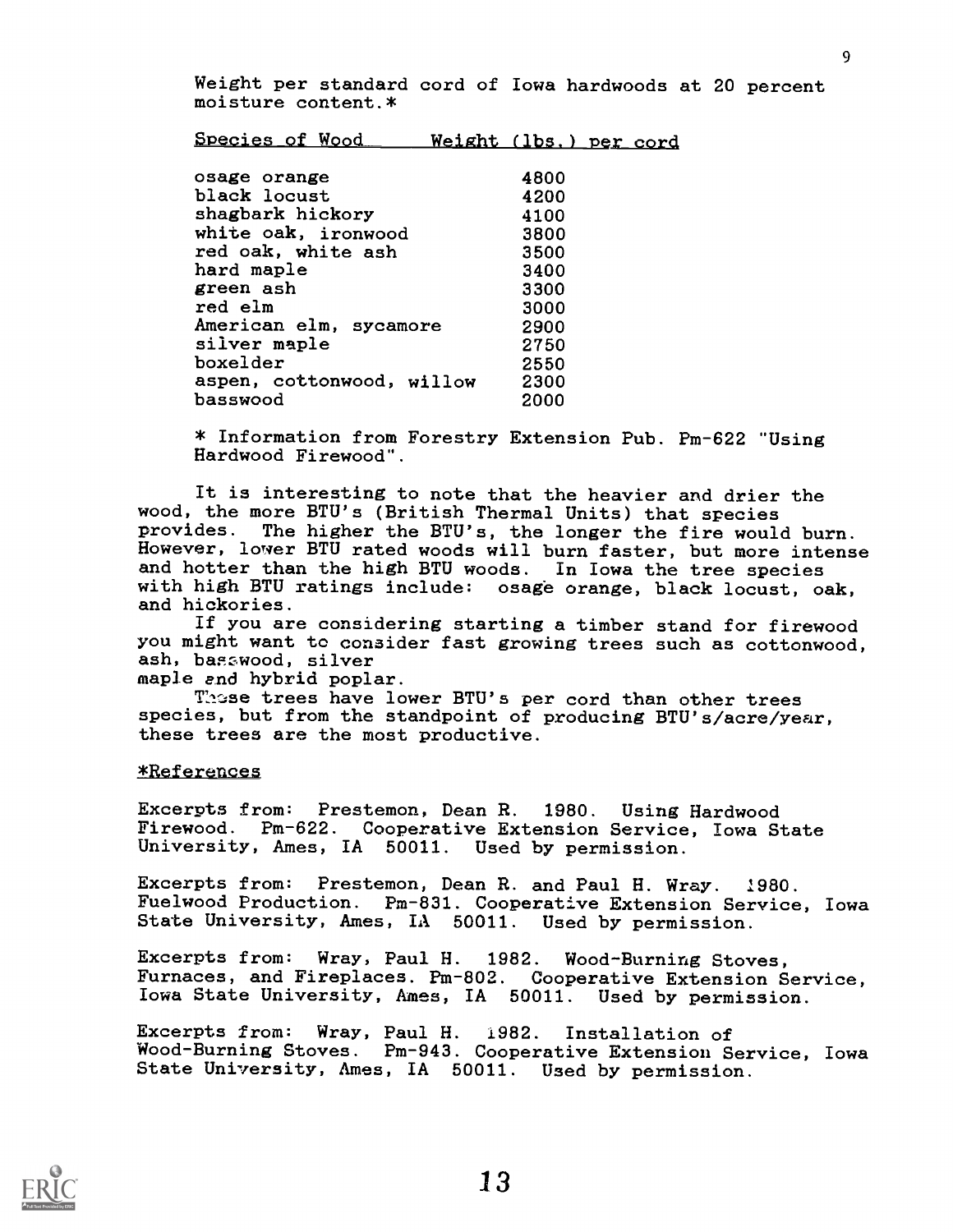Weight per standard cord of Iowa hardwoods at 20 percent moisture content.*

| Species of Wood | Weight (lbs.) per cord |
|---|---|
| osage orange | 4800 |
| black locust | 4200 |
| shagbark hickory | 4100 |
| white oak, ironwood | 3800 |
| red oak, white ash | 3500 |
| hard maple | 3400 |
| green ash | 3300 |
| red elm | 3000 |
| American elm, sycamore | 2900 |
| silver maple | 2750 |
| boxelder | 2550 |
| aspen, cottonwood, willow | 2300 |
| basswood | 2000 |

* Information from Forestry Extension Pub. Pm-622 "Using Hardwood Firewood".

It is interesting to note that the heavier and drier the wood, the more BTU's (British Thermal Units) that species provides. The higher the BTU's, the longer the fire would burn. However, lower BTU rated woods will burn faster, but more intense and hotter than the high BTU woods. In Iowa the tree species with high BTU ratings include: osage orange, black locust, oak, and hickories.

If you are considering starting a timber stand for firewood you might want to consider fast growing trees such as cottonwood, ash, basswood, silver maple and hybrid poplar.

These trees have lower BTU's per cord than other trees species, but from the standpoint of producing BTU's/acre/year, these trees are the most productive.

*References

Excerpts from: Prestemon, Dean R. 1980. Using Hardwood Firewood. Pm-622. Cooperative Extension Service, Iowa State University, Ames, IA 50011. Used by permission.

Excerpts from: Prestemon, Dean R. and Paul H. Wray. 1980. Fuelwood Production. Pm-831. Cooperative Extension Service, Iowa State University, Ames, IA 50011. Used by permission.

Excerpts from: Wray, Paul H. 1982. Wood-Burning Stoves, Furnaces, and Fireplaces. Pm-802. Cooperative Extension Service, Iowa State University, Ames, IA 50011. Used by permission.

Excerpts from: Wray, Paul H. 1982. Installation of Wood-Burning Stoves. Pm-943. Cooperative Extension Service, Iowa State University, Ames, IA 50011. Used by permission.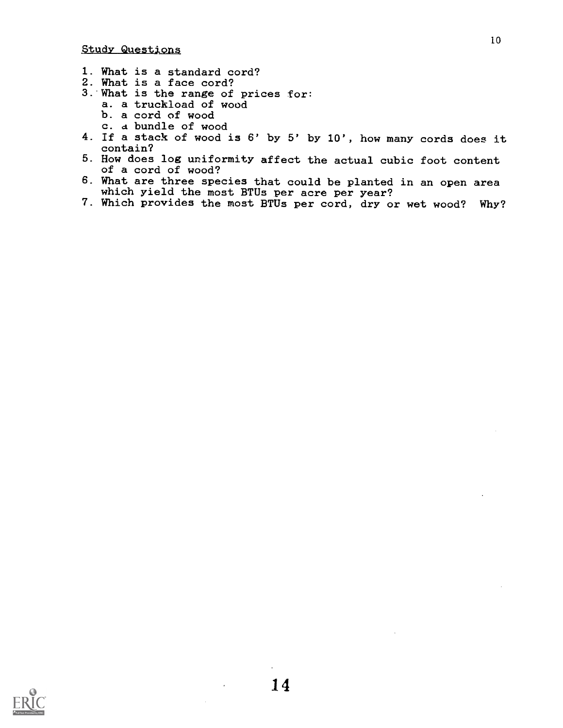Study Questions

1. What is a standard cord?
2. What is a face cord?
3. What is the range of prices for:
   a. a truckload of wood
   b. a cord of wood
   c. a bundle of wood
4. If a stack of wood is 6' by 5' by 10', how many cords does it contain?
5. How does log uniformity affect the actual cubic foot content of a cord of wood?
6. What are three species that could be planted in an open area which yield the most BTUs per acre per year?
7. Which provides the most BTUs per cord, dry or wet wood? Why?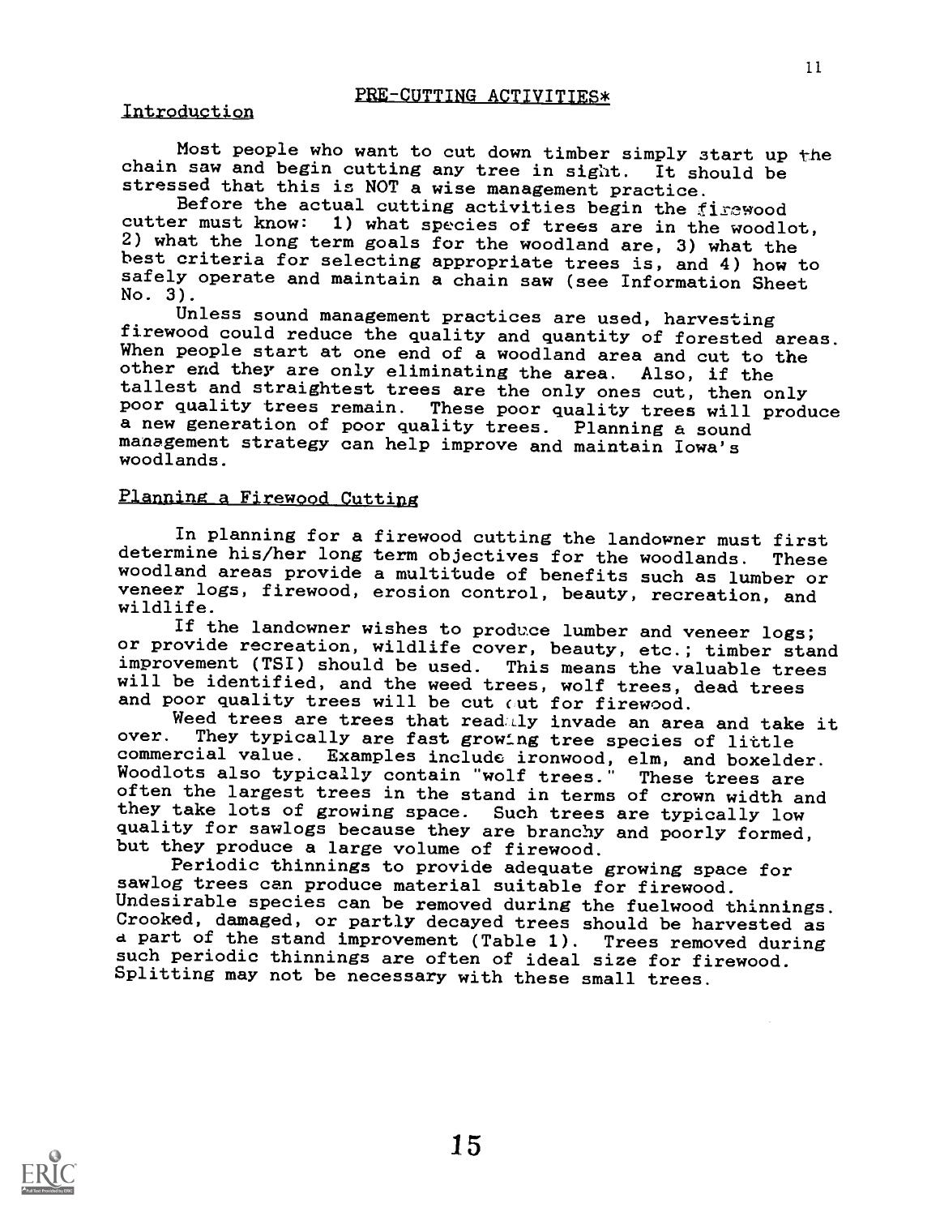## PRE-CUTTING ACTIVITIES*

### Introduction

Most people who want to cut down timber simply start up the chain saw and begin cutting any tree in sight. It should be stressed that this is NOT a wise management practice.

Before the actual cutting activities begin the firewood cutter must know: 1) what species of trees are in the woodlot, 2) what the long term goals for the woodland are, 3) what the best criteria for selecting appropriate trees is, and 4) how to safely operate and maintain a chain saw (see Information Sheet No. 3).

Unless sound management practices are used, harvesting firewood could reduce the quality and quantity of forested areas. When people start at one end of a woodland area and cut to the other end they are only eliminating the area. Also, if the tallest and straightest trees are the only ones cut, then only poor quality trees remain. These poor quality trees will produce a new generation of poor quality trees. Planning a sound management strategy can help improve and maintain Iowa's woodlands.

### Planning a Firewood Cutting

In planning for a firewood cutting the landowner must first determine his/her long term objectives for the woodlands. These woodland areas provide a multitude of benefits such as lumber or veneer logs, firewood, erosion control, beauty, recreation, and wildlife.

If the landowner wishes to produce lumber and veneer logs; or provide recreation, wildlife cover, beauty, etc.; timber stand improvement (TSI) should be used. This means the valuable trees will be identified, and the weed trees, wolf trees, dead trees and poor quality trees will be cut out for firewood.

Weed trees are trees that readily invade an area and take it over. They typically are fast growing tree species of little commercial value. Examples include ironwood, elm, and boxelder. Woodlots also typically contain "wolf trees." These trees are often the largest trees in the stand in terms of crown width and they take lots of growing space. Such trees are typically low quality for sawlogs because they are branchy and poorly formed, but they produce a large volume of firewood.

Periodic thinnings to provide adequate growing space for sawlog trees can produce material suitable for firewood. Undesirable species can be removed during the fuelwood thinnings. Crooked, damaged, or partly decayed trees should be harvested as a part of the stand improvement (Table 1). Trees removed during such periodic thinnings are often of ideal size for firewood. Splitting may not be necessary with these small trees.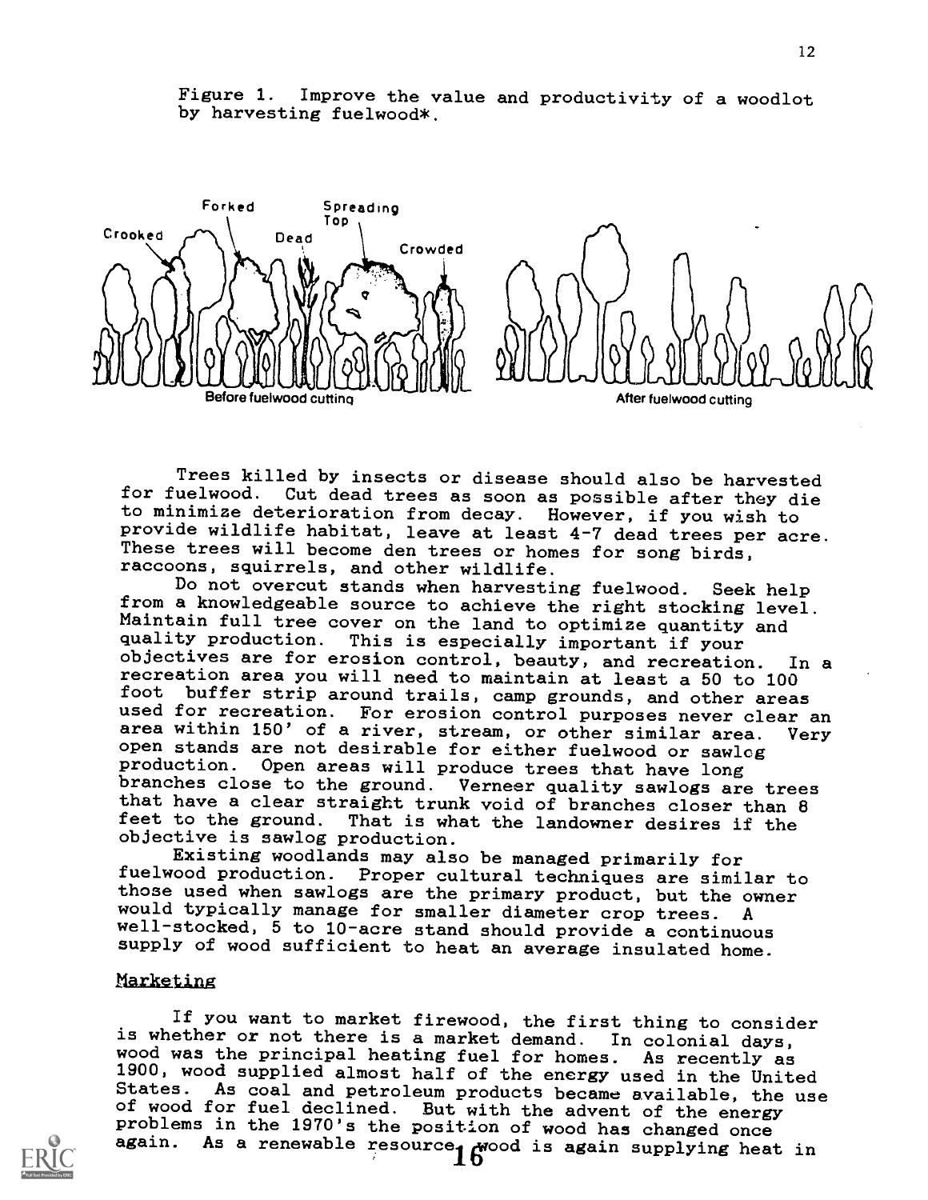Figure 1. Improve the value and productivity of a woodlot by harvesting fuelwood*.

Trees killed by insects or disease should also be harvested for fuelwood. Cut dead trees as soon as possible after they die to minimize deterioration from decay. However, if you wish to provide wildlife habitat, leave at least 4-7 dead trees per acre. These trees will become den trees or homes for song birds, raccoons, squirrels, and other wildlife.

Do not overcut stands when harvesting fuelwood. Seek help from a knowledgeable source to achieve the right stocking level. Maintain full tree cover on the land to optimize quantity and quality production. This is especially important if your objectives are for erosion control, beauty, and recreation. In a recreation area you will need to maintain at least a 50 to 100 foot buffer strip around trails, camp grounds, and other areas used for recreation. For erosion control purposes never clear an area within 150' of a river, stream, or other similar area. Very open stands are not desirable for either fuelwood or sawlog production. Open areas will produce trees that have long branches close to the ground. Verneer quality sawlogs are trees that have a clear straight trunk void of branches closer than 8 feet to the ground. That is what the landowner desires if the objective is sawlog production.

Existing woodlands may also be managed primarily for fuelwood production. Proper cultural techniques are similar to those used when sawlogs are the primary product, but the owner would typically manage for smaller diameter crop trees. A well-stocked, 5 to 10-acre stand should provide a continuous supply of wood sufficient to heat an average insulated home.

## Marketing

If you want to market firewood, the first thing to consider is whether or not there is a market demand. In colonial days, wood was the principal heating fuel for homes. As recently as 1900, wood supplied almost half of the energy used in the United States. As coal and petroleum products became available, the use of wood for fuel declined. But with the advent of the energy problems in the 1970's the position of wood has changed once again. As a renewable resource, wood is again supplying heat in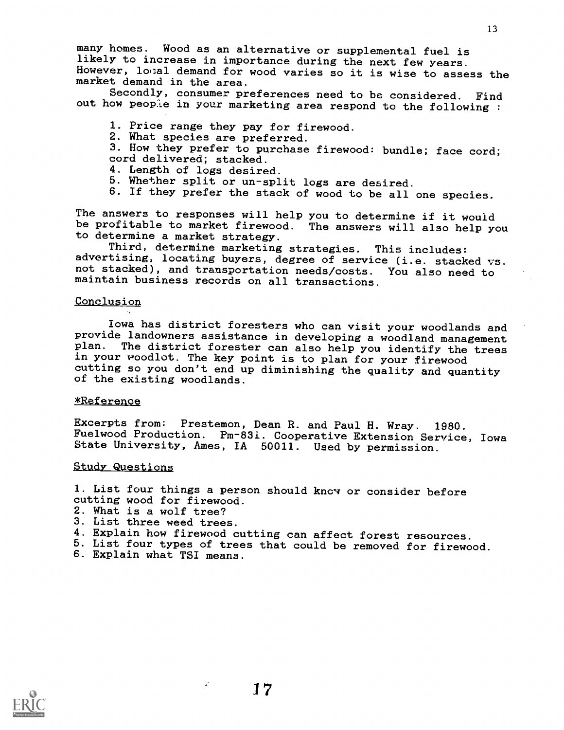many homes. Wood as an alternative or supplemental fuel is likely to increase in importance during the next few years. However, local demand for wood varies so it is wise to assess the market demand in the area.

Secondly, consumer preferences need to be considered. Find out how people in your marketing area respond to the following :

1. Price range they pay for firewood.
2. What species are preferred.
3. How they prefer to purchase firewood: bundle; face cord; cord delivered; stacked.
4. Length of logs desired.
5. Whether split or un-split logs are desired.
6. If they prefer the stack of wood to be all one species.

The answers to responses will help you to determine if it would be profitable to market firewood. The answers will also help you to determine a market strategy.

Third, determine marketing strategies. This includes: advertising, locating buyers, degree of service (i.e. stacked vs. not stacked), and transportation needs/costs. You also need to maintain business records on all transactions.

## Conclusion

Iowa has district foresters who can visit your woodlands and provide landowners assistance in developing a woodland management plan. The district forester can also help you identify the trees in your woodlot. The key point is to plan for your firewood cutting so you don't end up diminishing the quality and quantity of the existing woodlands.

## *Reference

Excerpts from: Prestemon, Dean R. and Paul H. Wray. 1980. Fuelwood Production. Pm-83i. Cooperative Extension Service, Iowa State University, Ames, IA 50011. Used by permission.

## Study Questions

1. List four things a person should know or consider before cutting wood for firewood.
2. What is a wolf tree?
3. List three weed trees.
4. Explain how firewood cutting can affect forest resources.
5. List four types of trees that could be removed for firewood.
6. Explain what TSI means.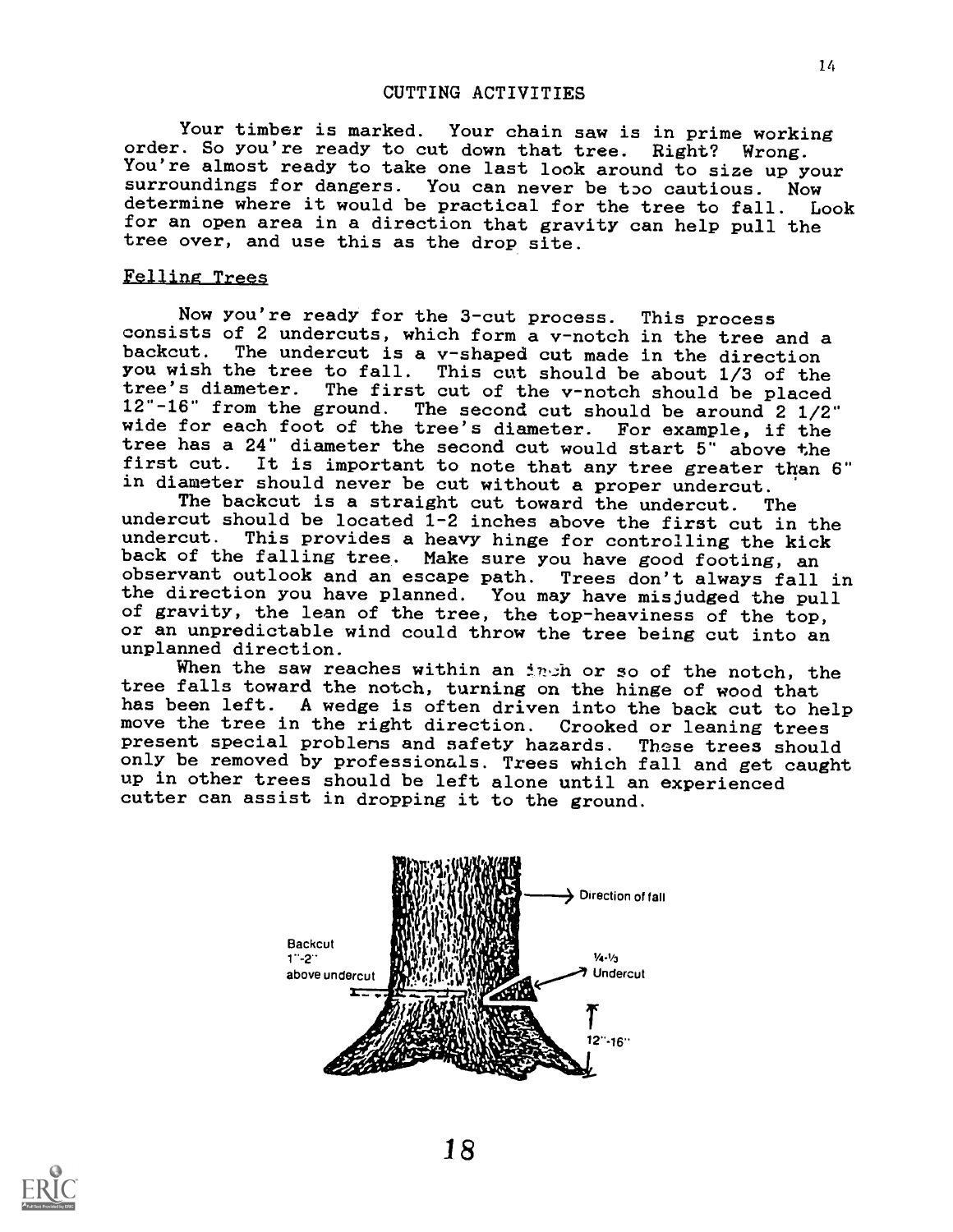## CUTTING ACTIVITIES

Your timber is marked. Your chain saw is in prime working order. So you're ready to cut down that tree. Right? Wrong. You're almost ready to take one last look around to size up your surroundings for dangers. You can never be too cautious. Now determine where it would be practical for the tree to fall. Look for an open area in a direction that gravity can help pull the tree over, and use this as the drop site.

### Felling Trees

Now you're ready for the 3-cut process. This process consists of 2 undercuts, which form a v-notch in the tree and a backcut. The undercut is a v-shaped cut made in the direction you wish the tree to fall. This cut should be about 1/3 of the tree's diameter. The first cut of the v-notch should be placed 12"-16" from the ground. The second cut should be around 2 1/2" wide for each foot of the tree's diameter. For example, if the tree has a 24" diameter the second cut would start 5" above the first cut. It is important to note that any tree greater than 6" in diameter should never be cut without a proper undercut.

The backcut is a straight cut toward the undercut. The undercut should be located 1-2 inches above the first cut in the undercut. This provides a heavy hinge for controlling the kick back of the falling tree. Make sure you have good footing, an observant outlook and an escape path. Trees don't always fall in the direction you have planned. You may have misjudged the pull of gravity, the lean of the tree, the top-heaviness of the top, or an unpredictable wind could throw the tree being cut into an unplanned direction.

When the saw reaches within an inch or so of the notch, the tree falls toward the notch, turning on the hinge of wood that has been left. A wedge is often driven into the back cut to help move the tree in the right direction. Crooked or leaning trees present special problems and safety hazards. These trees should only be removed by professionals. Trees which fall and get caught up in other trees should be left alone until an experienced cutter can assist in dropping it to the ground.

Direction of fall

Backcut 1"-2" above undercut

¼-⅓ Undercut

12"-16"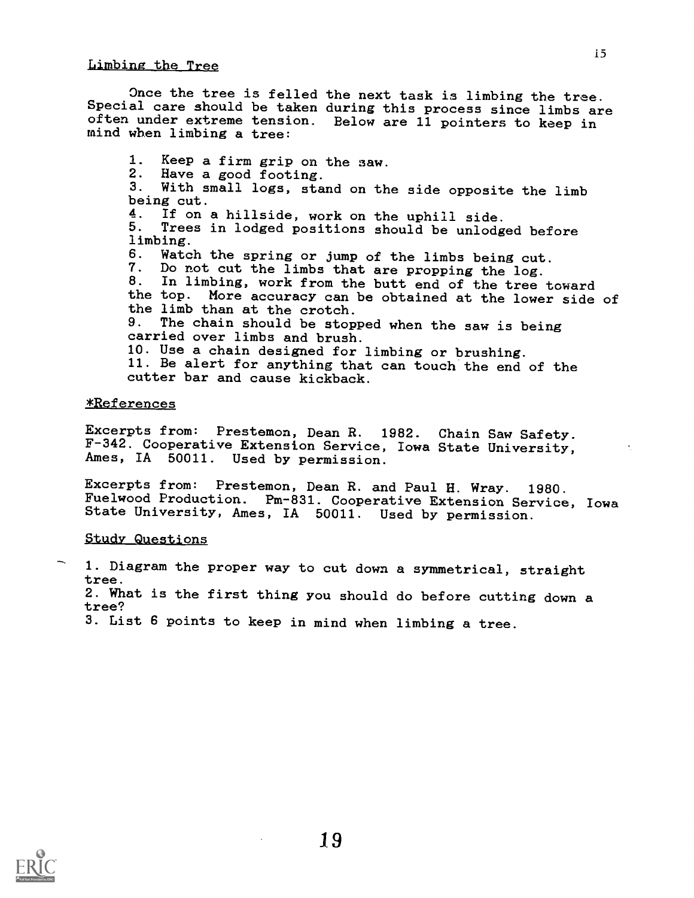## Limbing the Tree

Once the tree is felled the next task is limbing the tree. Special care should be taken during this process since limbs are often under extreme tension. Below are 11 pointers to keep in mind when limbing a tree:

1. Keep a firm grip on the saw.
2. Have a good footing.
3. With small logs, stand on the side opposite the limb being cut.
4. If on a hillside, work on the uphill side.
5. Trees in lodged positions should be unlodged before limbing.
6. Watch the spring or jump of the limbs being cut.
7. Do not cut the limbs that are propping the log.
8. In limbing, work from the butt end of the tree toward the top. More accuracy can be obtained at the lower side of the limb than at the crotch.
9. The chain should be stopped when the saw is being carried over limbs and brush.
10. Use a chain designed for limbing or brushing.
11. Be alert for anything that can touch the end of the cutter bar and cause kickback.

### *References

Excerpts from: Prestemon, Dean R. 1982. Chain Saw Safety. F-342. Cooperative Extension Service, Iowa State University, Ames, IA 50011. Used by permission.

Excerpts from: Prestemon, Dean R. and Paul H. Wray. 1980. Fuelwood Production. Pm-831. Cooperative Extension Service, Iowa State University, Ames, IA 50011. Used by permission.

### Study Questions

1. Diagram the proper way to cut down a symmetrical, straight tree.
2. What is the first thing you should do before cutting down a tree?
3. List 6 points to keep in mind when limbing a tree.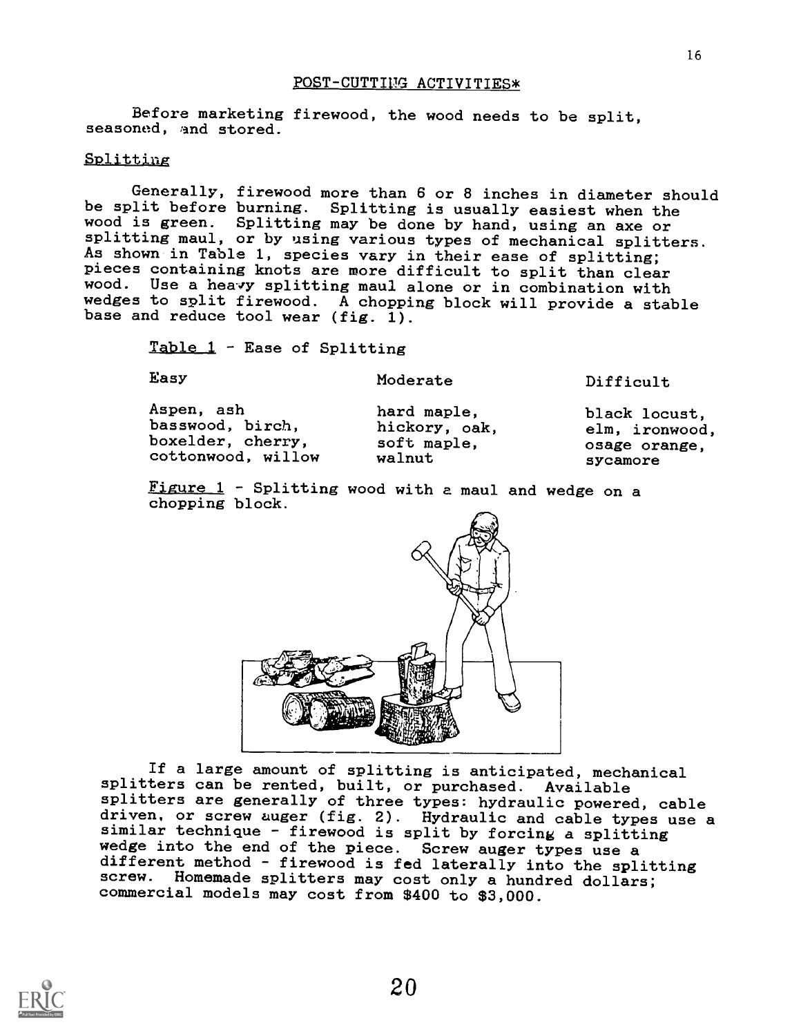## POST-CUTTING ACTIVITIES*

Before marketing firewood, the wood needs to be split, seasoned, and stored.

### Splitting

Generally, firewood more than 6 or 8 inches in diameter should be split before burning. Splitting is usually easiest when the wood is green. Splitting may be done by hand, using an axe or splitting maul, or by using various types of mechanical splitters. As shown in Table 1, species vary in their ease of splitting; pieces containing knots are more difficult to split than clear wood. Use a heavy splitting maul alone or in combination with wedges to split firewood. A chopping block will provide a stable base and reduce tool wear (fig. 1).

Table 1 - Ease of Splitting

| Easy | Moderate | Difficult |
|---|---|---|
| Aspen, ash basswood, birch, boxelder, cherry, cottonwood, willow | hard maple, hickory, oak, soft maple, walnut | black locust, elm, ironwood, osage orange, sycamore |

Figure 1 - Splitting wood with a maul and wedge on a chopping block.

If a large amount of splitting is anticipated, mechanical splitters can be rented, built, or purchased. Available splitters are generally of three types: hydraulic powered, cable driven, or screw auger (fig. 2). Hydraulic and cable types use a similar technique - firewood is split by forcing a splitting wedge into the end of the piece. Screw auger types use a different method - firewood is fed laterally into the splitting screw. Homemade splitters may cost only a hundred dollars; commercial models may cost from $400 to $3,000.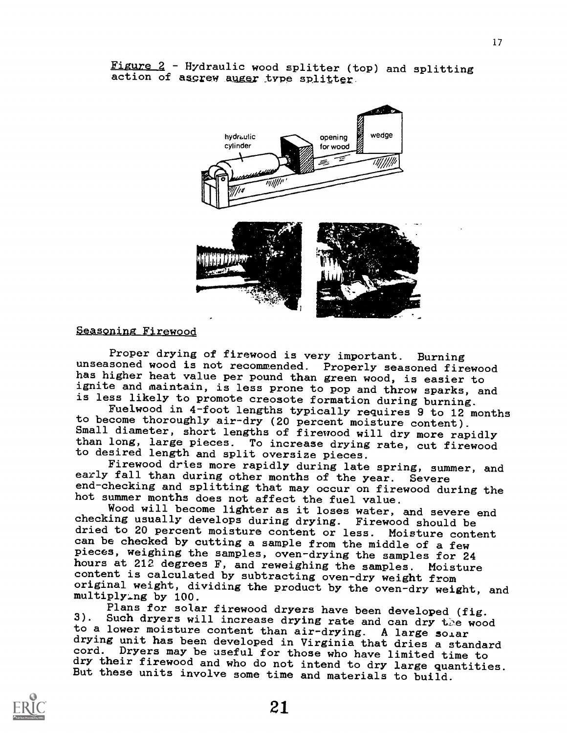Figure 2 - Hydraulic wood splitter (top) and splitting action of a screw auger type splitter.

## Seasoning Firewood

Proper drying of firewood is very important. Burning unseasoned wood is not recommended. Properly seasoned firewood has higher heat value per pound than green wood, is easier to ignite and maintain, is less prone to pop and throw sparks, and is less likely to promote creosote formation during burning.

Fuelwood in 4-foot lengths typically requires 9 to 12 months to become thoroughly air-dry (20 percent moisture content). Small diameter, short lengths of firewood will dry more rapidly than long, large pieces. To increase drying rate, cut firewood to desired length and split oversize pieces.

Firewood dries more rapidly during late spring, summer, and early fall than during other months of the year. Severe end-checking and splitting that may occur on firewood during the hot summer months does not affect the fuel value.

Wood will become lighter as it loses water, and severe end checking usually develops during drying. Firewood should be dried to 20 percent moisture content or less. Moisture content can be checked by cutting a sample from the middle of a few pieces, weighing the samples, oven-drying the samples for 24 hours at 212 degrees F, and reweighing the samples. Moisture content is calculated by subtracting oven-dry weight from original weight, dividing the product by the oven-dry weight, and multiplying by 100.

Plans for solar firewood dryers have been developed (fig. 3). Such dryers will increase drying rate and can dry the wood to a lower moisture content than air-drying. A large solar drying unit has been developed in Virginia that dries a standard cord. Dryers may be useful for those who have limited time to dry their firewood and who do not intend to dry large quantities. But these units involve some time and materials to build.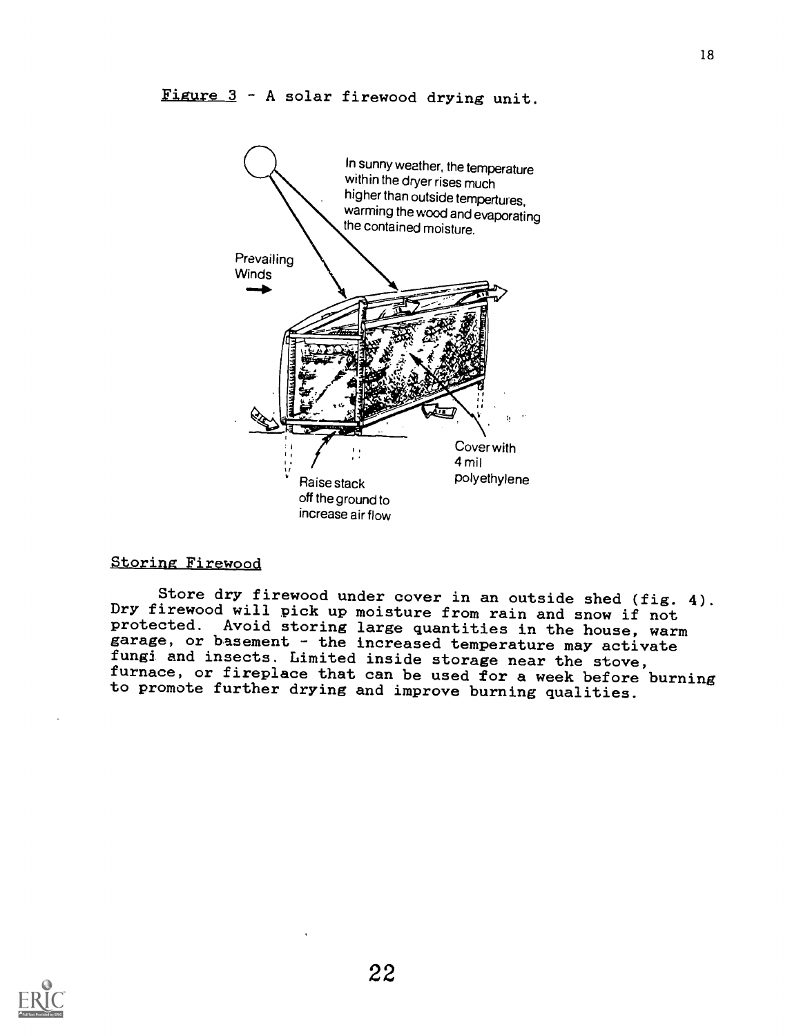Figure 3 - A solar firewood drying unit.

In sunny weather, the temperature within the dryer rises much higher than outside tempertures, warming the wood and evaporating the contained moisture.

Prevailing Winds

Cover with 4 mil polyethylene

Raise stack off the ground to increase air flow

## Storing Firewood

Store dry firewood under cover in an outside shed (fig. 4). Dry firewood will pick up moisture from rain and snow if not protected. Avoid storing large quantities in the house, warm garage, or basement - the increased temperature may activate fungi and insects. Limited inside storage near the stove, furnace, or fireplace that can be used for a week before burning to promote further drying and improve burning qualities.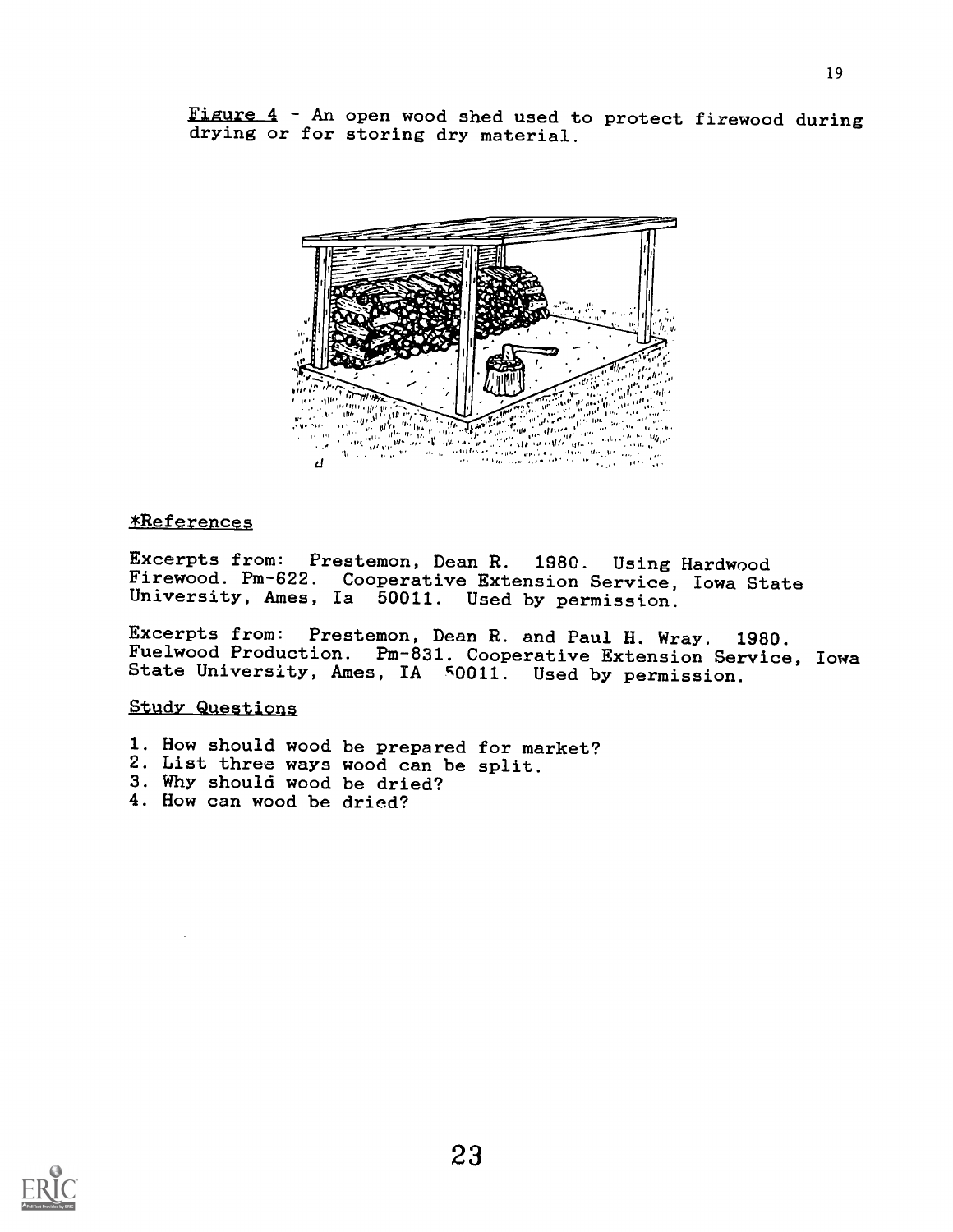Figure 4 - An open wood shed used to protect firewood during drying or for storing dry material.

## *References

Excerpts from: Prestemon, Dean R. 1980. Using Hardwood Firewood. Pm-622. Cooperative Extension Service, Iowa State University, Ames, Ia 50011. Used by permission.

Excerpts from: Prestemon, Dean R. and Paul H. Wray. 1980. Fuelwood Production. Pm-831. Cooperative Extension Service, Iowa State University, Ames, IA 50011. Used by permission.

## Study Questions

1. How should wood be prepared for market?
2. List three ways wood can be split.
3. Why should wood be dried?
4. How can wood be dried?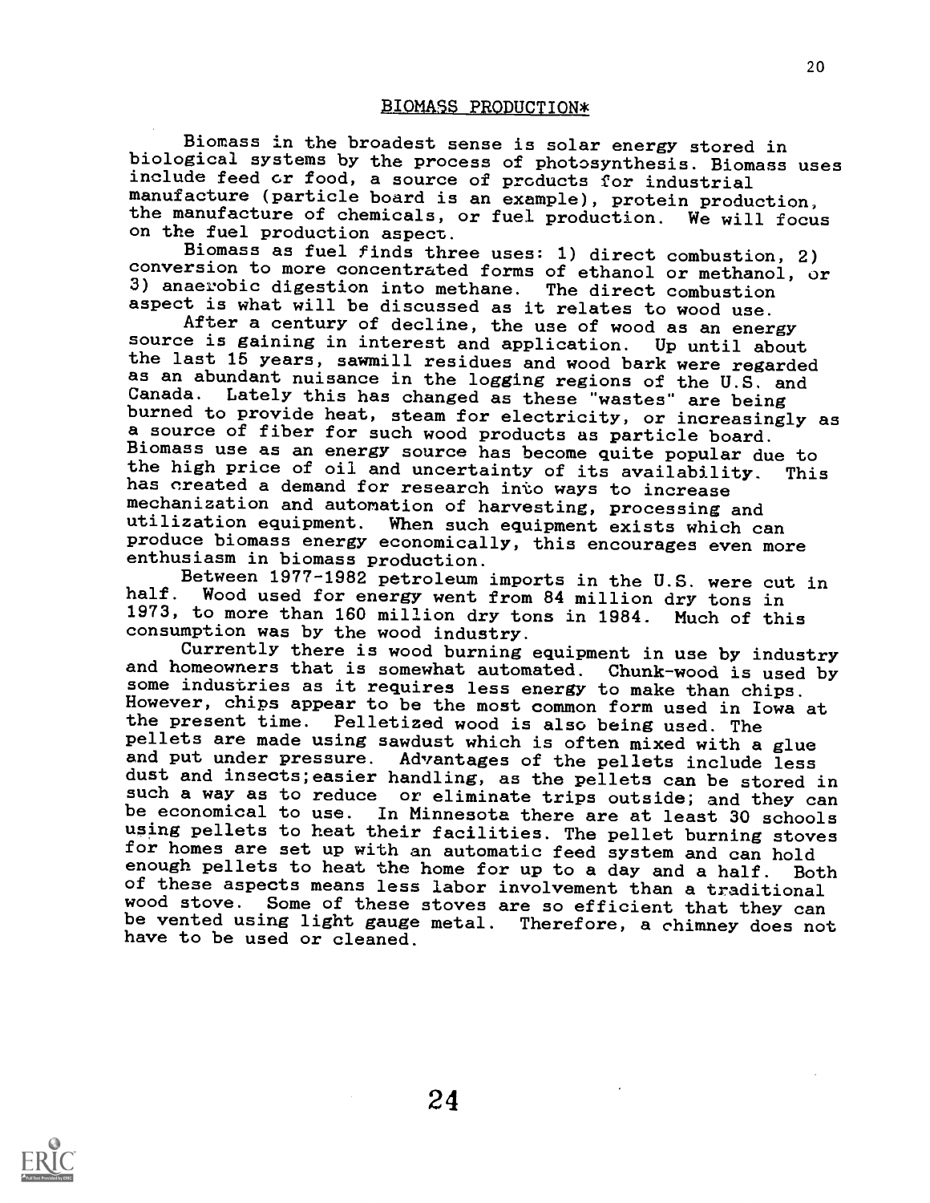## BIOMASS PRODUCTION*

Biomass in the broadest sense is solar energy stored in biological systems by the process of photosynthesis. Biomass uses include feed or food, a source of products for industrial manufacture (particle board is an example), protein production, the manufacture of chemicals, or fuel production. We will focus on the fuel production aspect.

Biomass as fuel finds three uses: 1) direct combustion, 2) conversion to more concentrated forms of ethanol or methanol, or 3) anaerobic digestion into methane. The direct combustion aspect is what will be discussed as it relates to wood use.

After a century of decline, the use of wood as an energy source is gaining in interest and application. Up until about the last 15 years, sawmill residues and wood bark were regarded as an abundant nuisance in the logging regions of the U.S. and Canada. Lately this has changed as these "wastes" are being burned to provide heat, steam for electricity, or increasingly as a source of fiber for such wood products as particle board. Biomass use as an energy source has become quite popular due to the high price of oil and uncertainty of its availability. This has created a demand for research into ways to increase mechanization and automation of harvesting, processing and utilization equipment. When such equipment exists which can produce biomass energy economically, this encourages even more enthusiasm in biomass production.

Between 1977-1982 petroleum imports in the U.S. were cut in half. Wood used for energy went from 84 million dry tons in 1973, to more than 160 million dry tons in 1984. Much of this consumption was by the wood industry.

Currently there is wood burning equipment in use by industry and homeowners that is somewhat automated. Chunk-wood is used by some industries as it requires less energy to make than chips. However, chips appear to be the most common form used in Iowa at the present time. Pelletized wood is also being used. The pellets are made using sawdust which is often mixed with a glue and put under pressure. Advantages of the pellets include less dust and insects;easier handling, as the pellets can be stored in such a way as to reduce or eliminate trips outside; and they can be economical to use. In Minnesota there are at least 30 schools using pellets to heat their facilities. The pellet burning stoves for homes are set up with an automatic feed system and can hold enough pellets to heat the home for up to a day and a half. Both of these aspects means less labor involvement than a traditional wood stove. Some of these stoves are so efficient that they can be vented using light gauge metal. Therefore, a chimney does not have to be used or cleaned.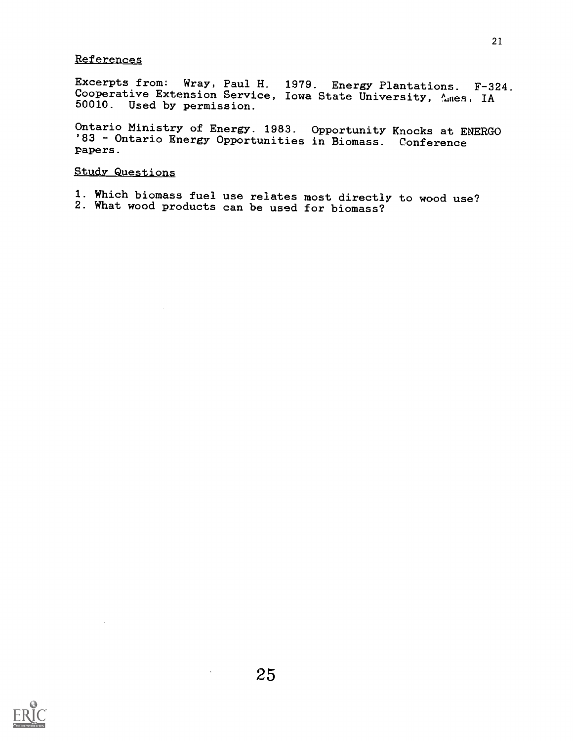## References

Excerpts from: Wray, Paul H. 1979. Energy Plantations. F-324. Cooperative Extension Service, Iowa State University, Ames, IA 50010. Used by permission.

Ontario Ministry of Energy. 1983. Opportunity Knocks at ENERGO '83 - Ontario Energy Opportunities in Biomass. Conference papers.

## Study Questions

1. Which biomass fuel use relates most directly to wood use?
2. What wood products can be used for biomass?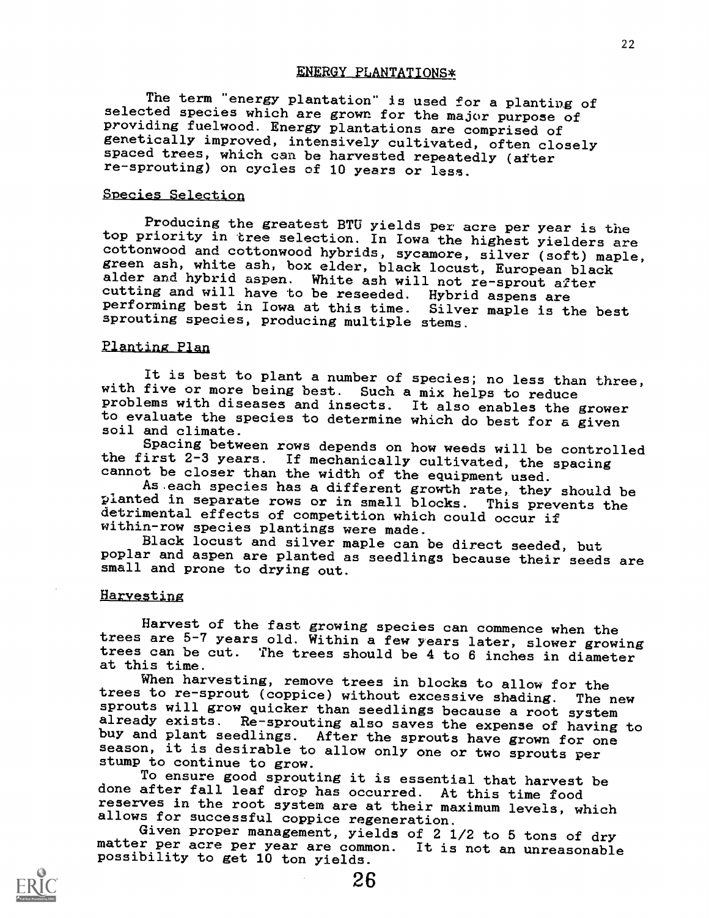## ENERGY PLANTATIONS*

The term "energy plantation" is used for a planting of selected species which are grown for the major purpose of providing fuelwood. Energy plantations are comprised of genetically improved, intensively cultivated, often closely spaced trees, which can be harvested repeatedly (after re-sprouting) on cycles of 10 years or less.

### Species Selection

Producing the greatest BTU yields per acre per year is the top priority in tree selection. In Iowa the highest yielders are cottonwood and cottonwood hybrids, sycamore, silver (soft) maple, green ash, white ash, box elder, black locust, European black alder and hybrid aspen. White ash will not re-sprout after cutting and will have to be reseeded. Hybrid aspens are performing best in Iowa at this time. Silver maple is the best sprouting species, producing multiple stems.

### Planting Plan

It is best to plant a number of species; no less than three, with five or more being best. Such a mix helps to reduce problems with diseases and insects. It also enables the grower to evaluate the species to determine which do best for a given soil and climate.

Spacing between rows depends on how weeds will be controlled the first 2-3 years. If mechanically cultivated, the spacing cannot be closer than the width of the equipment used.

As each species has a different growth rate, they should be planted in separate rows or in small blocks. This prevents the detrimental effects of competition which could occur if within-row species plantings were made.

Black locust and silver maple can be direct seeded, but poplar and aspen are planted as seedlings because their seeds are small and prone to drying out.

### Harvesting

Harvest of the fast growing species can commence when the trees are 5-7 years old. Within a few years later, slower growing trees can be cut. The trees should be 4 to 6 inches in diameter at this time.

When harvesting, remove trees in blocks to allow for the trees to re-sprout (coppice) without excessive shading. The new sprouts will grow quicker than seedlings because a root system already exists. Re-sprouting also saves the expense of having to buy and plant seedlings. After the sprouts have grown for one season, it is desirable to allow only one or two sprouts per stump to continue to grow.

To ensure good sprouting it is essential that harvest be done after fall leaf drop has occurred. At this time food reserves in the root system are at their maximum levels, which allows for successful coppice regeneration.

Given proper management, yields of 2 1/2 to 5 tons of dry matter per acre per year are common. It is not an unreasonable possibility to get 10 ton yields.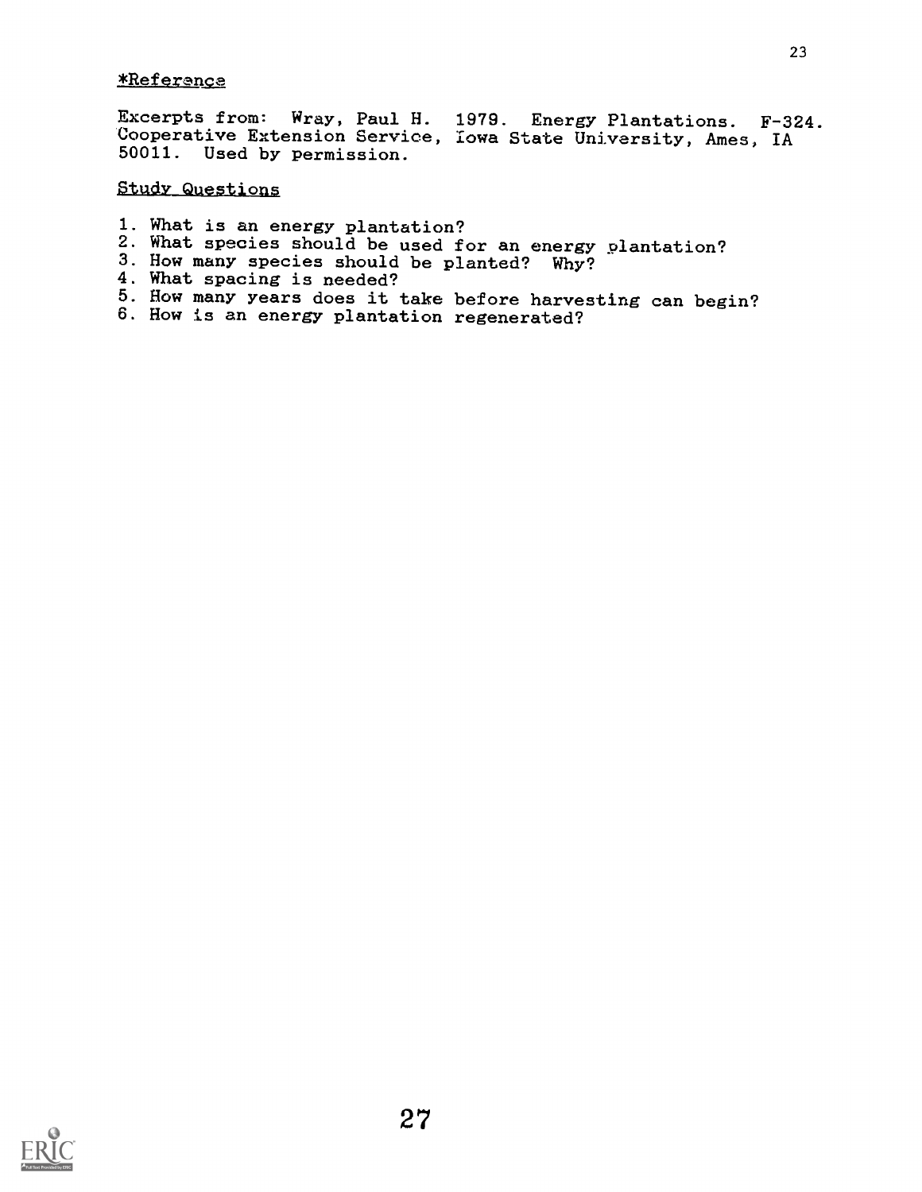*Reference

Excerpts from: Wray, Paul H. 1979. Energy Plantations. F-324. Cooperative Extension Service, Iowa State University, Ames, IA 50011. Used by permission.

Study Questions

1. What is an energy plantation?
2. What species should be used for an energy plantation?
3. How many species should be planted? Why?
4. What spacing is needed?
5. How many years does it take before harvesting can begin?
6. How is an energy plantation regenerated?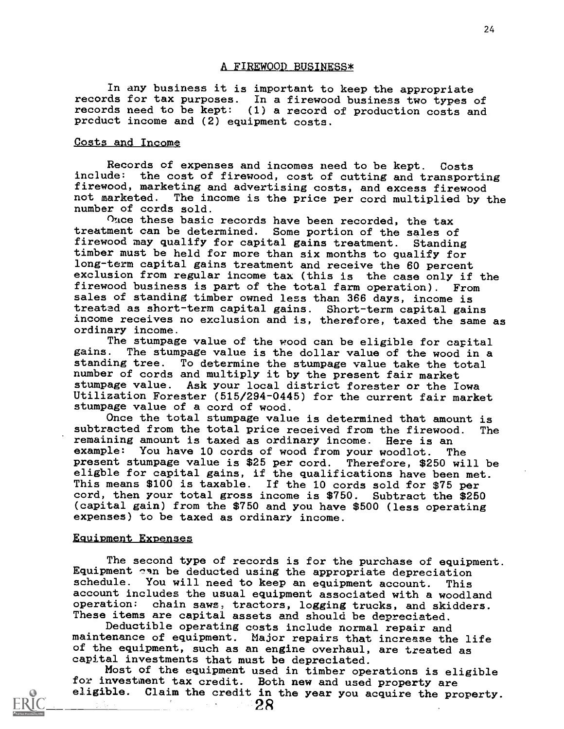## A FIREWOOD BUSINESS*

In any business it is important to keep the appropriate records for tax purposes. In a firewood business two types of records need to be kept: (1) a record of production costs and product income and (2) equipment costs.

### Costs and Income

Records of expenses and incomes need to be kept. Costs include: the cost of firewood, cost of cutting and transporting firewood, marketing and advertising costs, and excess firewood not marketed. The income is the price per cord multiplied by the number of cords sold.

Once these basic records have been recorded, the tax treatment can be determined. Some portion of the sales of firewood may qualify for capital gains treatment. Standing timber must be held for more than six months to qualify for long-term capital gains treatment and receive the 60 percent exclusion from regular income tax (this is the case only if the firewood business is part of the total farm operation). From sales of standing timber owned less than 366 days, income is treated as short-term capital gains. Short-term capital gains income receives no exclusion and is, therefore, taxed the same as ordinary income.

The stumpage value of the wood can be eligible for capital gains. The stumpage value is the dollar value of the wood in a standing tree. To determine the stumpage value take the total number of cords and multiply it by the present fair market stumpage value. Ask your local district forester or the Iowa Utilization Forester (515/294-0445) for the current fair market stumpage value of a cord of wood.

Once the total stumpage value is determined that amount is subtracted from the total price received from the firewood. The remaining amount is taxed as ordinary income. Here is an example: You have 10 cords of wood from your woodlot. The present stumpage value is $25 per cord. Therefore, $250 will be eligble for capital gains, if the qualifications have been met. This means $100 is taxable. If the 10 cords sold for $75 per cord, then your total gross income is $750. Subtract the $250 (capital gain) from the $750 and you have $500 (less operating expenses) to be taxed as ordinary income.

### Equipment Expenses

The second type of records is for the purchase of equipment. Equipment can be deducted using the appropriate depreciation schedule. You will need to keep an equipment account. This account includes the usual equipment associated with a woodland operation: chain saws, tractors, logging trucks, and skidders. These items are capital assets and should be depreciated.

Deductible operating costs include normal repair and maintenance of equipment. Major repairs that increase the life of the equipment, such as an engine overhaul, are treated as capital investments that must be depreciated.

Most of the equipment used in timber operations is eligible for investment tax credit. Both new and used property are eligible. Claim the credit in the year you acquire the property.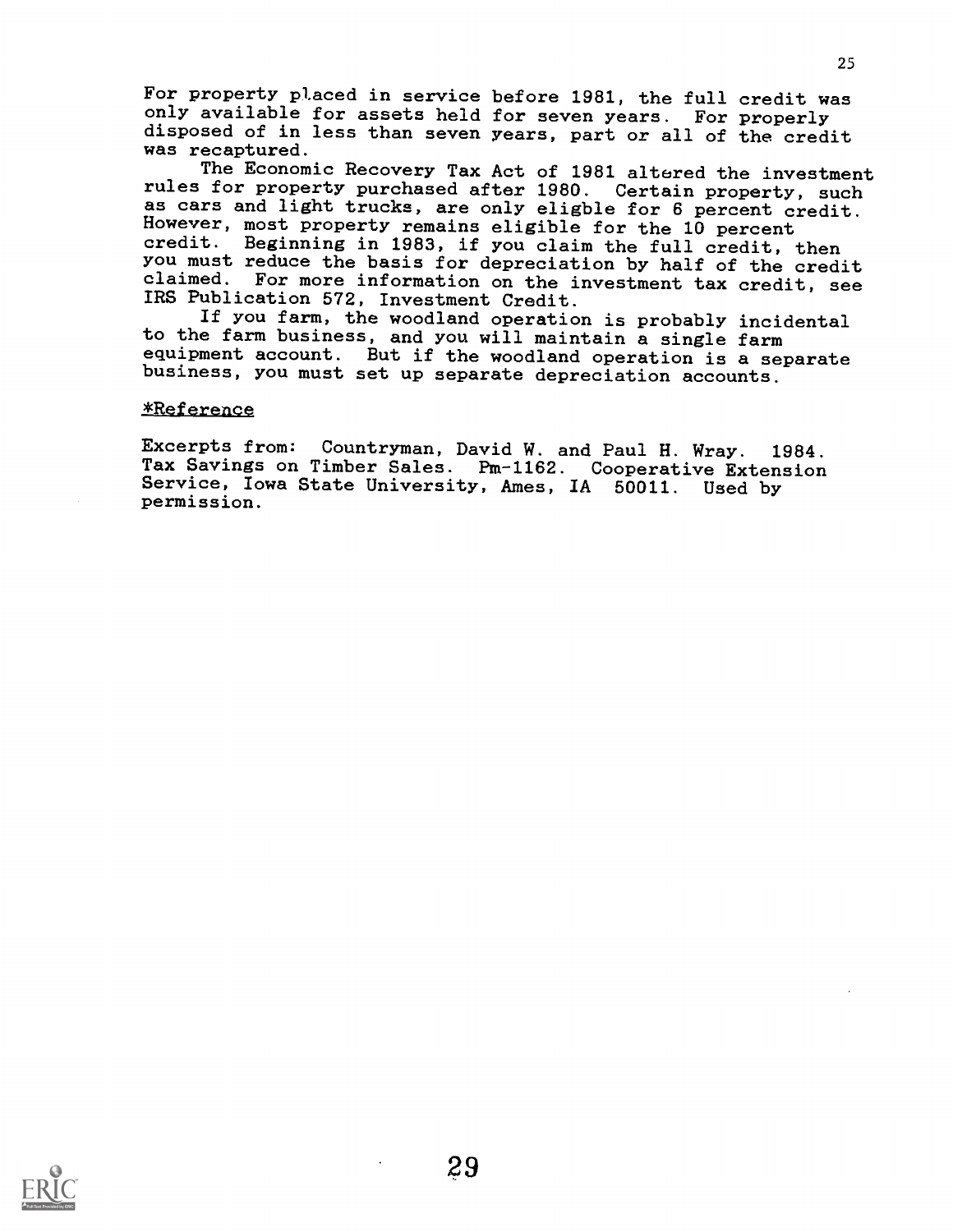For property placed in service before 1981, the full credit was only available for assets held for seven years. For properly disposed of in less than seven years, part or all of the credit was recaptured.

The Economic Recovery Tax Act of 1981 altered the investment rules for property purchased after 1980. Certain property, such as cars and light trucks, are only eligble for 6 percent credit. However, most property remains eligible for the 10 percent credit. Beginning in 1983, if you claim the full credit, then you must reduce the basis for depreciation by half of the credit claimed. For more information on the investment tax credit, see IRS Publication 572, Investment Credit.

If you farm, the woodland operation is probably incidental to the farm business, and you will maintain a single farm equipment account. But if the woodland operation is a separate business, you must set up separate depreciation accounts.

*Reference

Excerpts from: Countryman, David W. and Paul H. Wray. 1984. Tax Savings on Timber Sales. Pm-1162. Cooperative Extension Service, Iowa State University, Ames, IA 50011. Used by permission.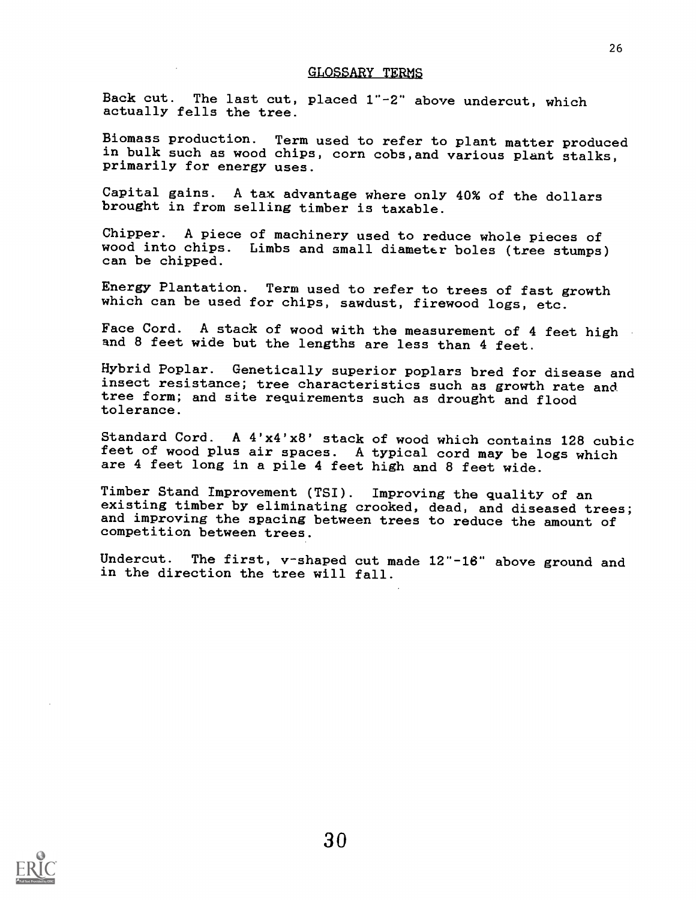## GLOSSARY TERMS

Back cut. The last cut, placed 1"-2" above undercut, which actually fells the tree.

Biomass production. Term used to refer to plant matter produced in bulk such as wood chips, corn cobs,and various plant stalks, primarily for energy uses.

Capital gains. A tax advantage where only 40% of the dollars brought in from selling timber is taxable.

Chipper. A piece of machinery used to reduce whole pieces of wood into chips. Limbs and small diameter boles (tree stumps) can be chipped.

Energy Plantation. Term used to refer to trees of fast growth which can be used for chips, sawdust, firewood logs, etc.

Face Cord. A stack of wood with the measurement of 4 feet high and 8 feet wide but the lengths are less than 4 feet.

Hybrid Poplar. Genetically superior poplars bred for disease and insect resistance; tree characteristics such as growth rate and tree form; and site requirements such as drought and flood tolerance.

Standard Cord. A 4'x4'x8' stack of wood which contains 128 cubic feet of wood plus air spaces. A typical cord may be logs which are 4 feet long in a pile 4 feet high and 8 feet wide.

Timber Stand Improvement (TSI). Improving the quality of an existing timber by eliminating crooked, dead, and diseased trees; and improving the spacing between trees to reduce the amount of competition between trees.

Undercut. The first, v-shaped cut made 12"-16" above ground and in the direction the tree will fall.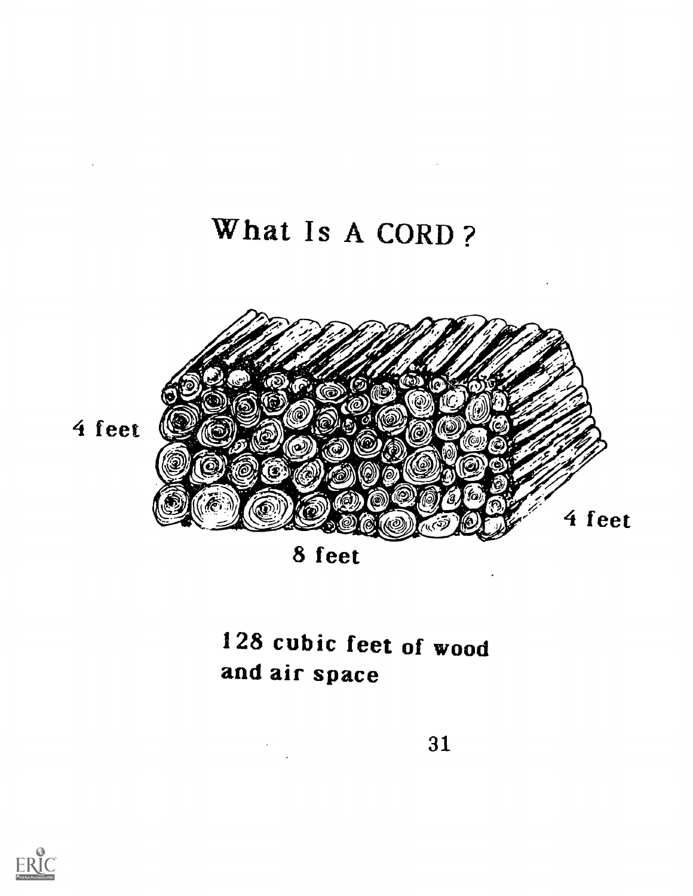# What Is A CORD?

4 feet

4 feet

8 feet

128 cubic feet of wood and air space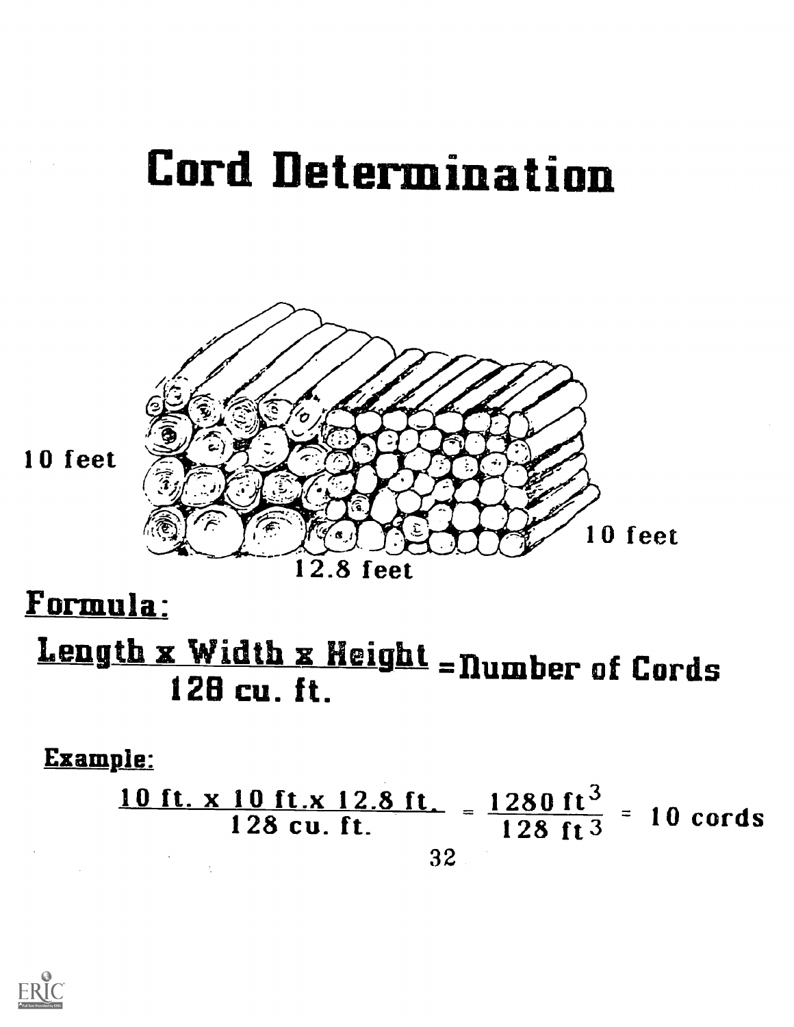# Cord Determination

10 feet

10 feet

12.8 feet

**Formula:**

$$\frac{\text{Length x Width x Height}}{\text{128 cu. ft.}} = \text{Number of Cords}$$

**Example:**

$$\frac{\text{10 ft. x 10 ft. x 12.8 ft.}}{\text{128 cu. ft.}} = \frac{1280\ ft^3}{128\ ft^3} = \text{10 cords}$$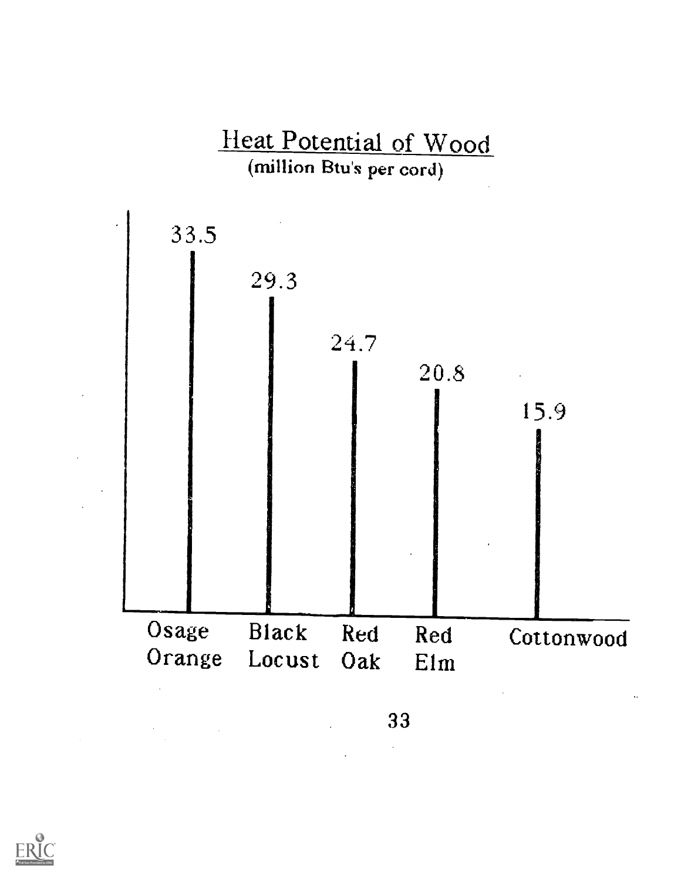## Heat Potential of Wood

(million Btu's per cord)

| Wood | Heat Potential (million Btu's per cord) |
|---|---|
| Osage Orange | 33.5 |
| Black Locust | 29.3 |
| Red Oak | 24.7 |
| Red Elm | 20.8 |
| Cottonwood | 15.9 |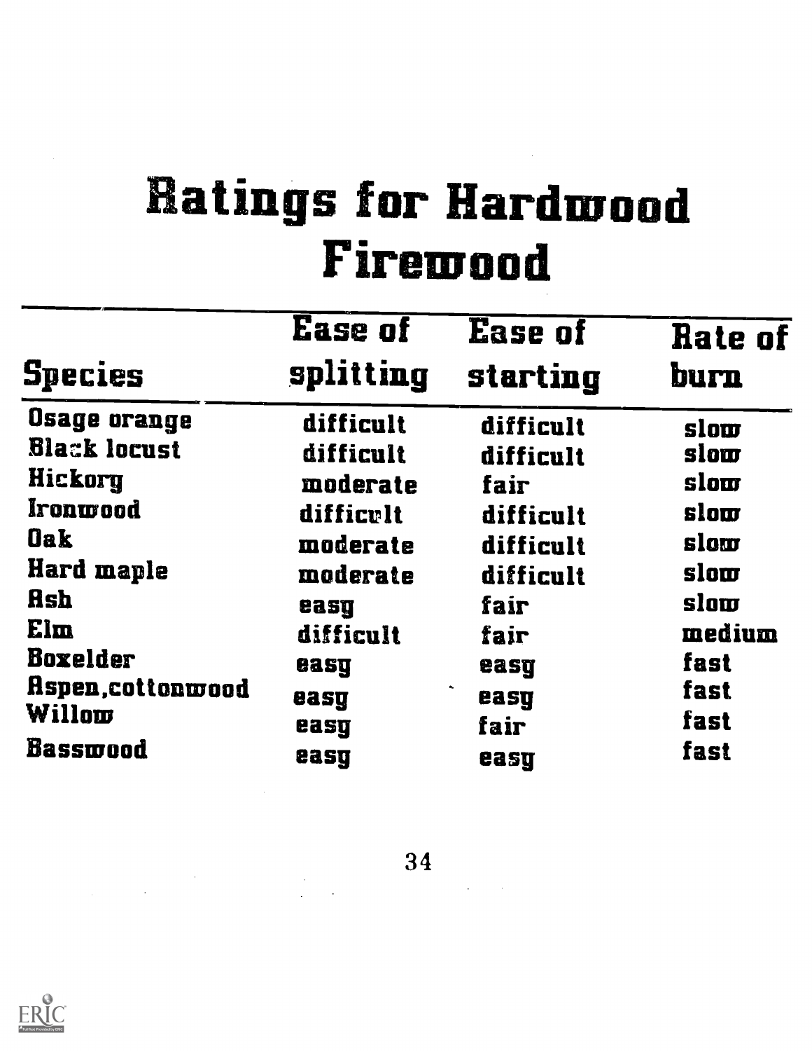# Ratings for Hardwood Firewood

| Species | Ease of splitting | Ease of starting | Rate of burn |
| --- | --- | --- | --- |
| Osage orange | difficult | difficult | slow |
| Black locust | difficult | difficult | slow |
| Hickory | moderate | fair | slow |
| Ironwood | difficult | difficult | slow |
| Oak | moderate | difficult | slow |
| Hard maple | moderate | difficult | slow |
| Ash | easy | fair | slow |
| Elm | difficult | fair | medium |
| Boxelder | easy | easy | fast |
| Aspen, cottonwood | easy | easy | fast |
| Willow | easy | fair | fast |
| Basswood | easy | easy | fast |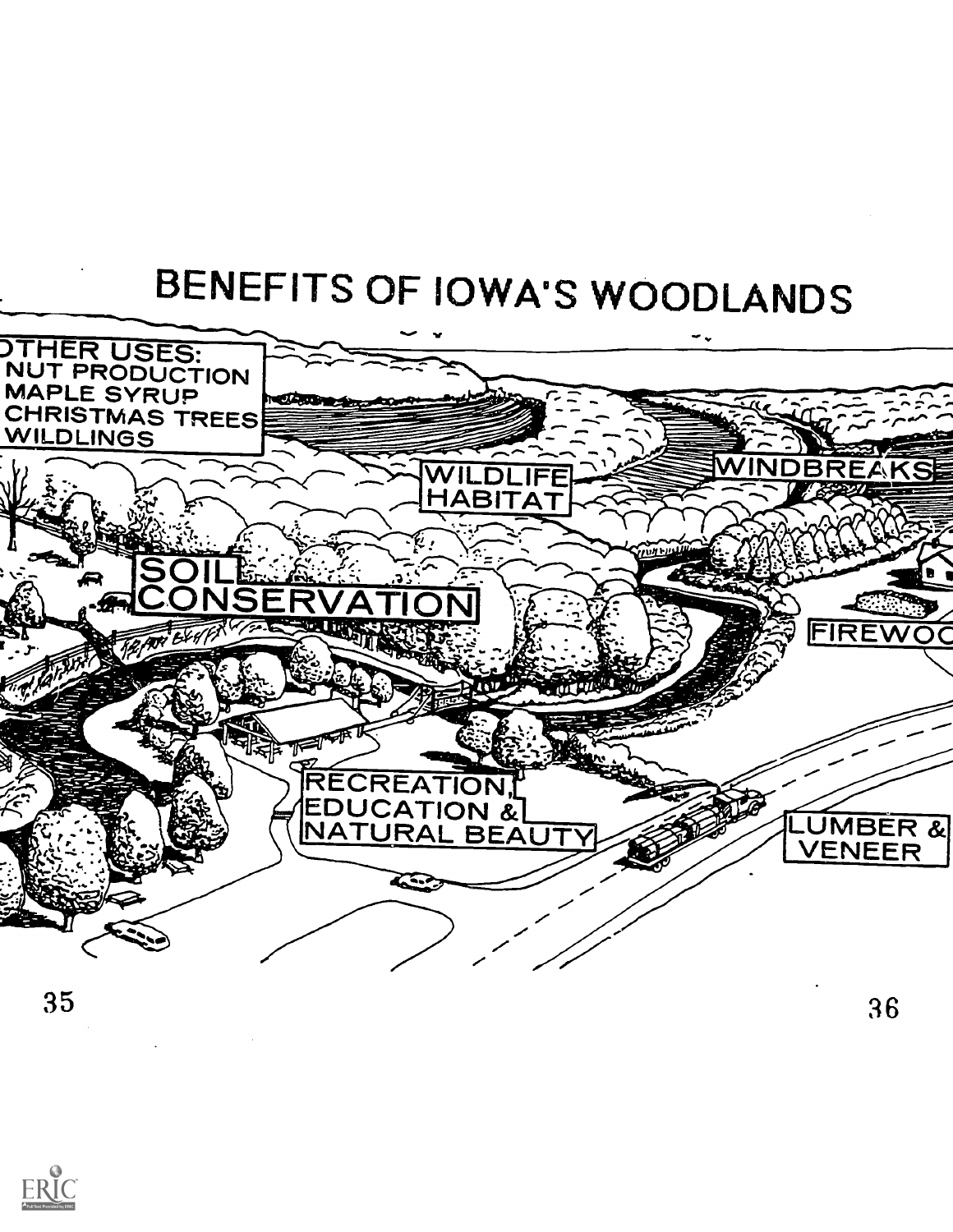# BENEFITS OF IOWA'S WOODLANDS

OTHER USES:
NUT PRODUCTION
MAPLE SYRUP
CHRISTMAS TREES
WILDLINGS

WILDLIFE HABITAT

WINDBREAKS

SOIL CONSERVATION

FIREWOOD

RECREATION, EDUCATION & NATURAL BEAUTY

LUMBER & VENEER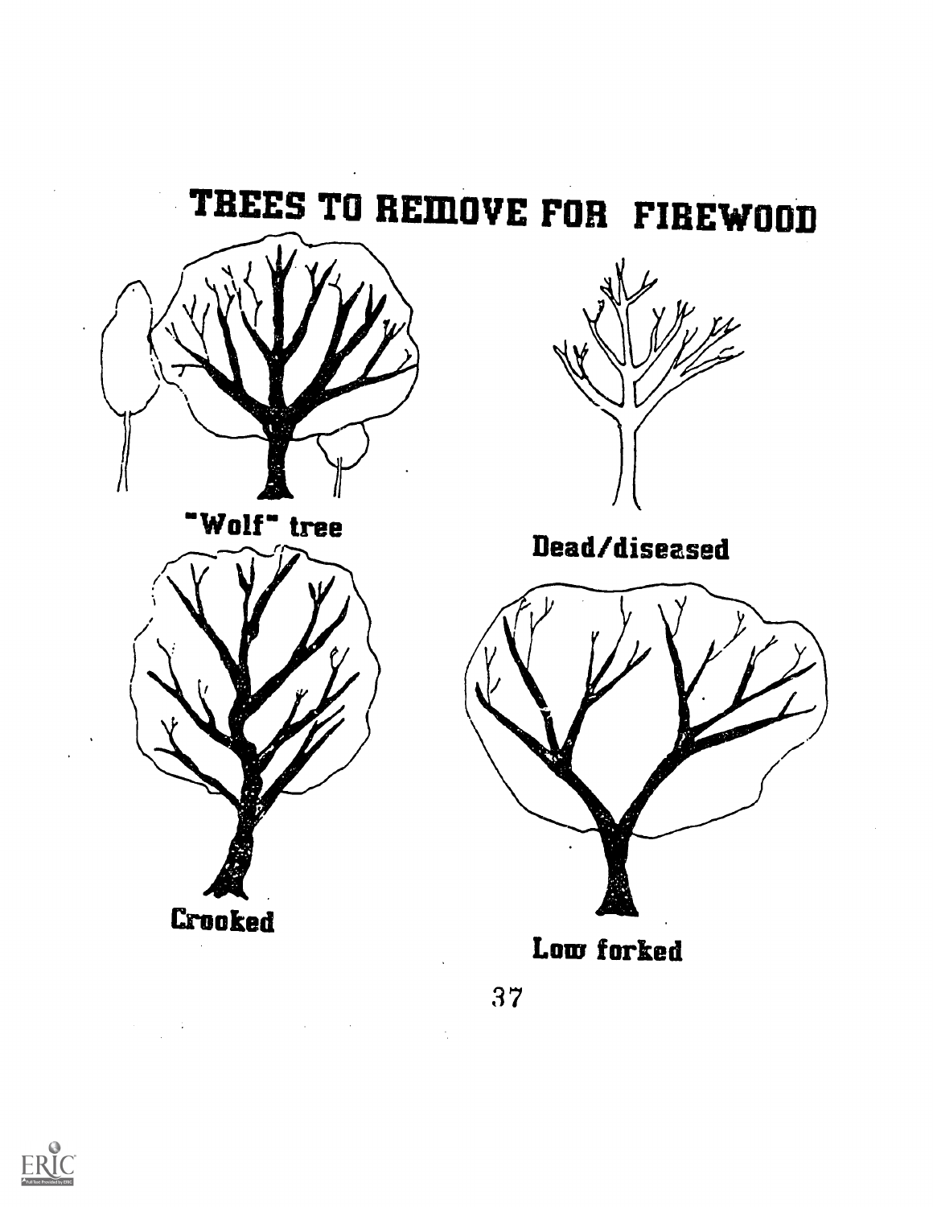# TREES TO REMOVE FOR FIREWOOD

"Wolf" tree

Dead/diseased

Crooked

Low forked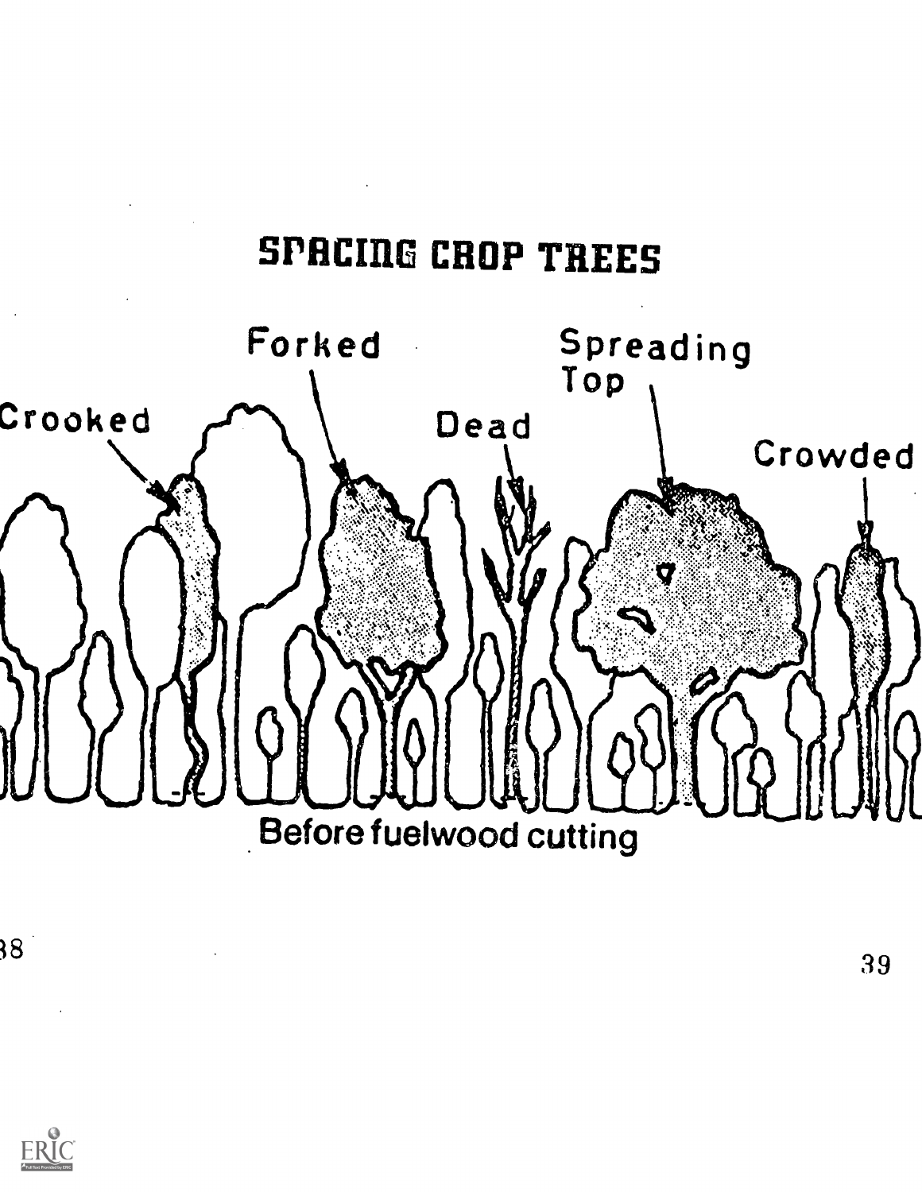# SPACING CROP TREES

Crooked

Forked

Dead

Spreading Top

Crowded

Before fuelwood cutting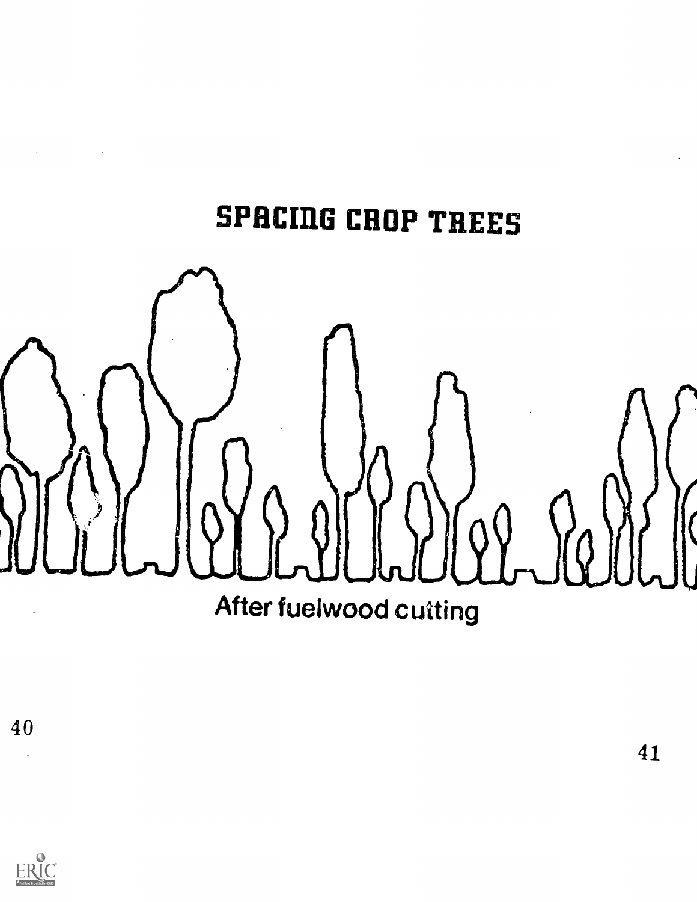# SPACING CROP TREES

After fuelwood cutting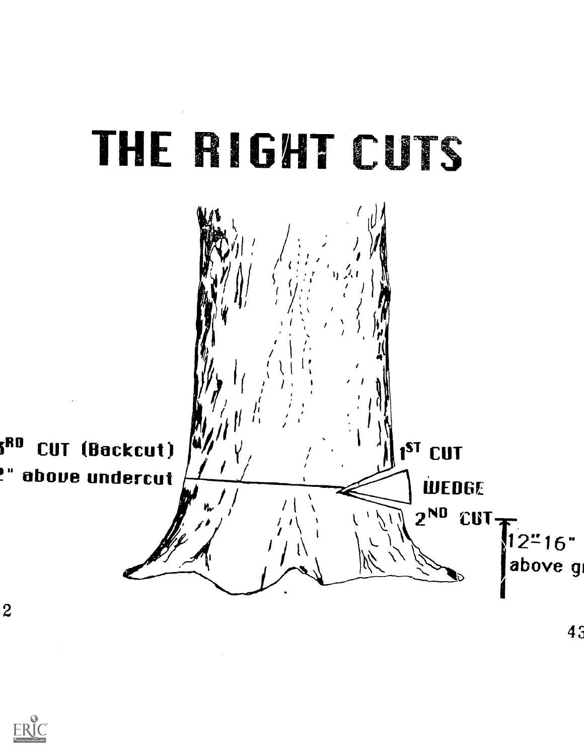# THE RIGHT CUTS

3RD CUT (Backcut)
2" above undercut

1ST CUT

WEDGE

2ND CUT

12"-16"
above gr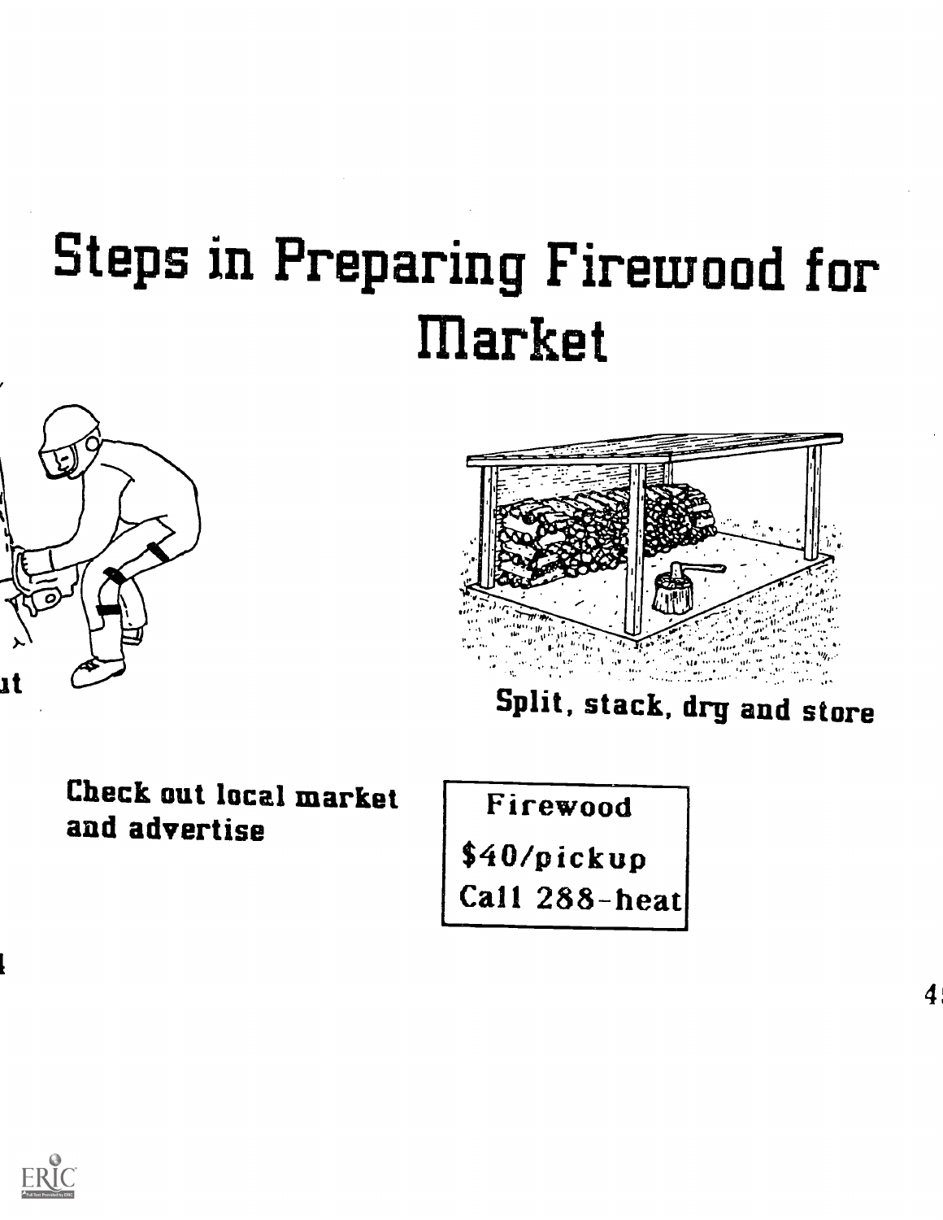# Steps in Preparing Firewood for Market

ut

Split, stack, dry and store

Check out local market and advertise

Firewood
$40/pickup
Call 288-heat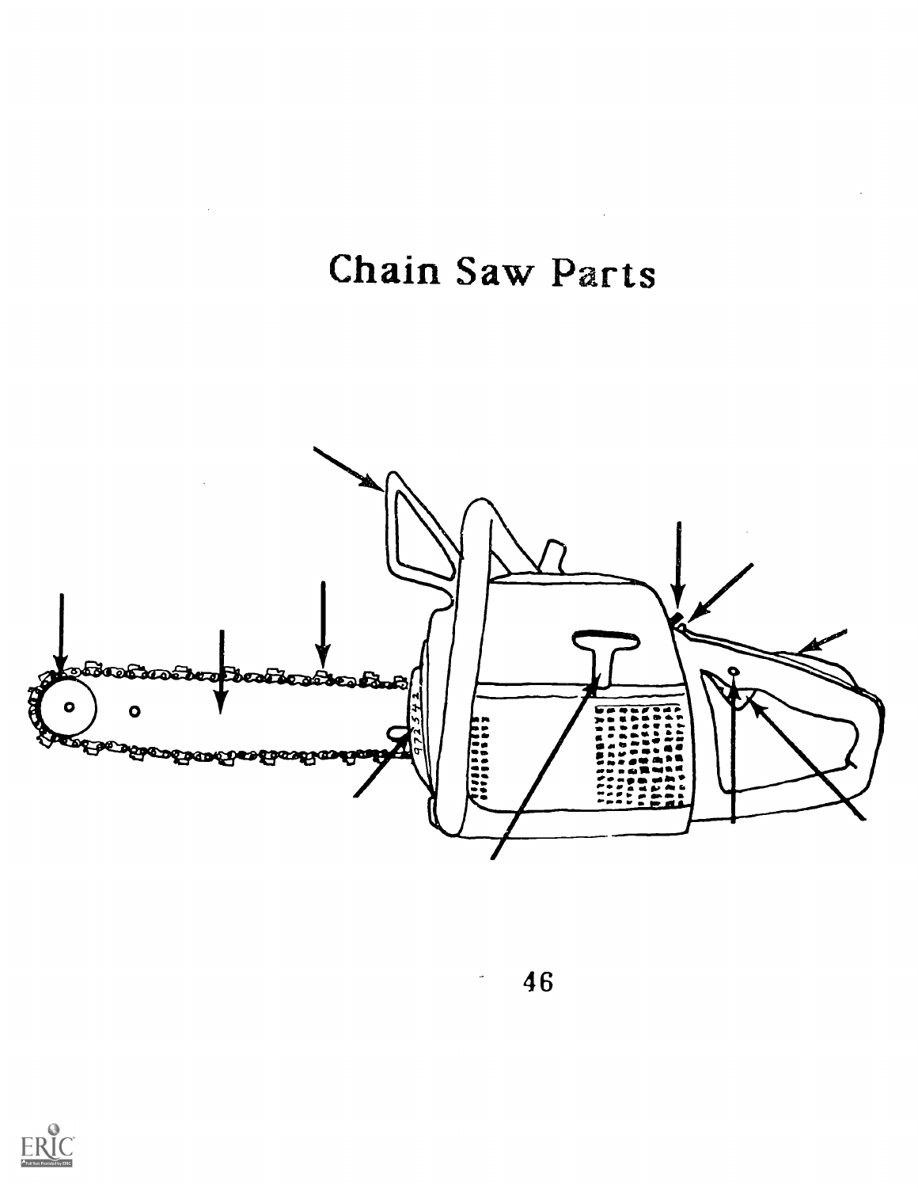# Chain Saw Parts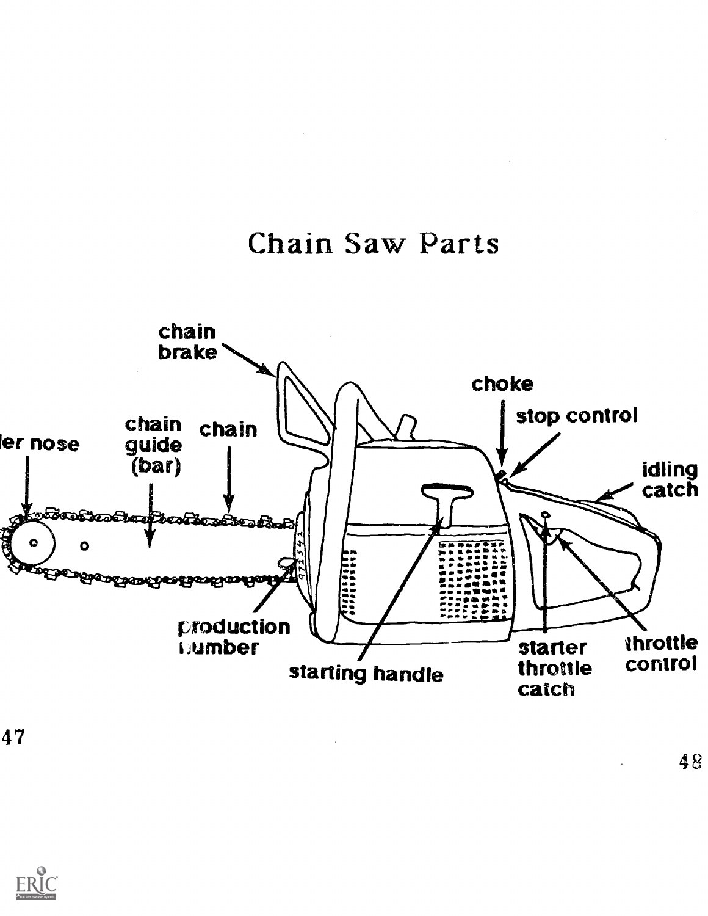# Chain Saw Parts

chain brake

choke

stop control

idling catch

ler nose

chain guide (bar)

chain

production number

starting handle

starter throttle catch

throttle control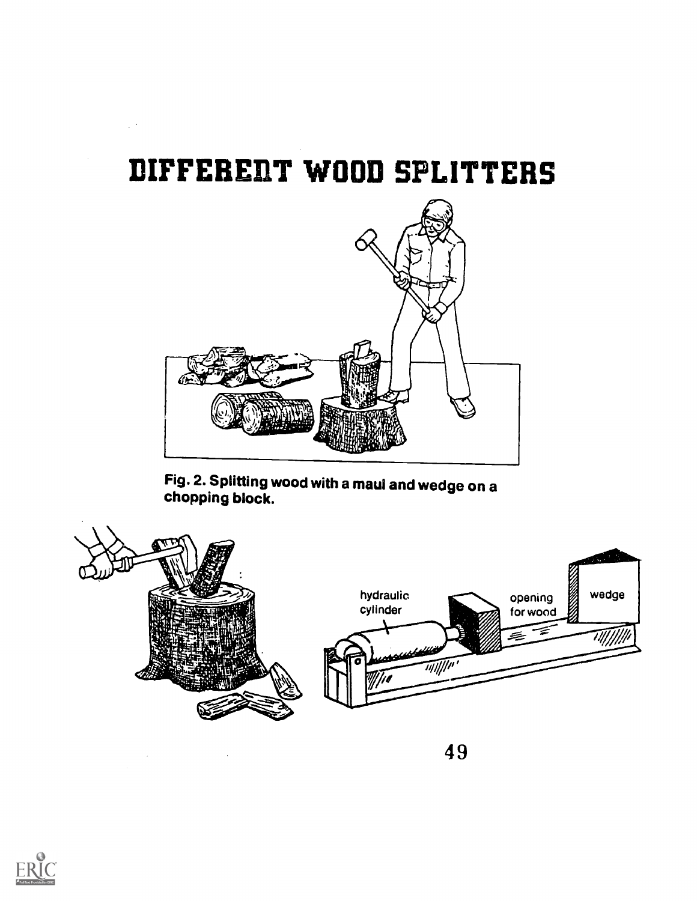# DIFFERENT WOOD SPLITTERS

Fig. 2. Splitting wood with a maul and wedge on a chopping block.

hydraulic cylinder

opening for wood

wedge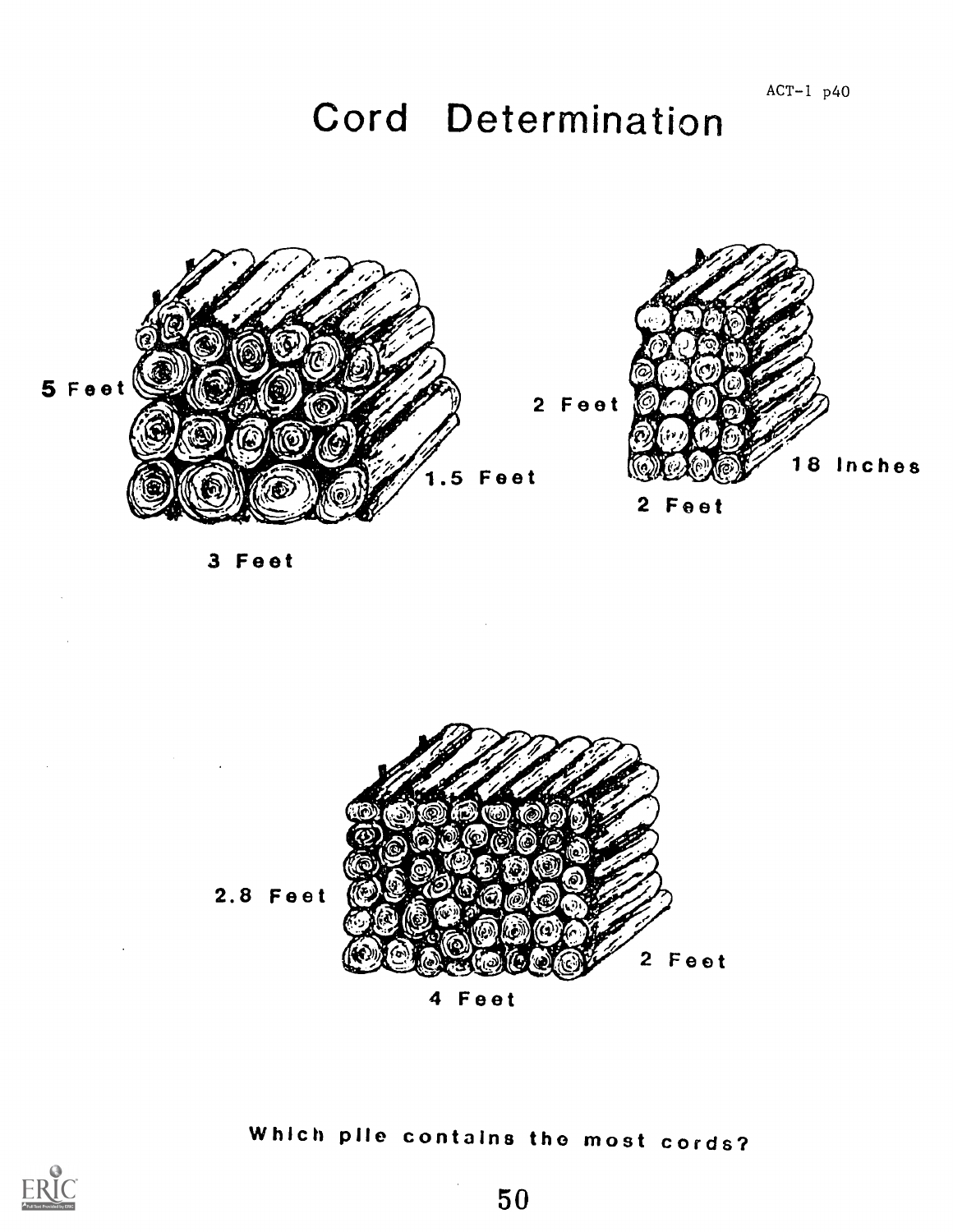# Cord Determination

5 Feet

1.5 Feet

3 Feet

2 Feet

18 Inches

2 Feet

2.8 Feet

2 Feet

4 Feet

Which pile contains the most cords?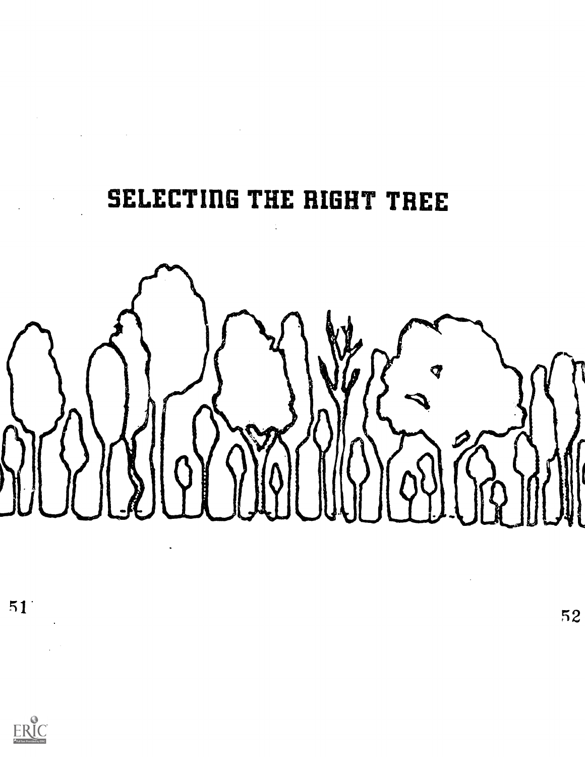# SELECTING THE RIGHT TREE